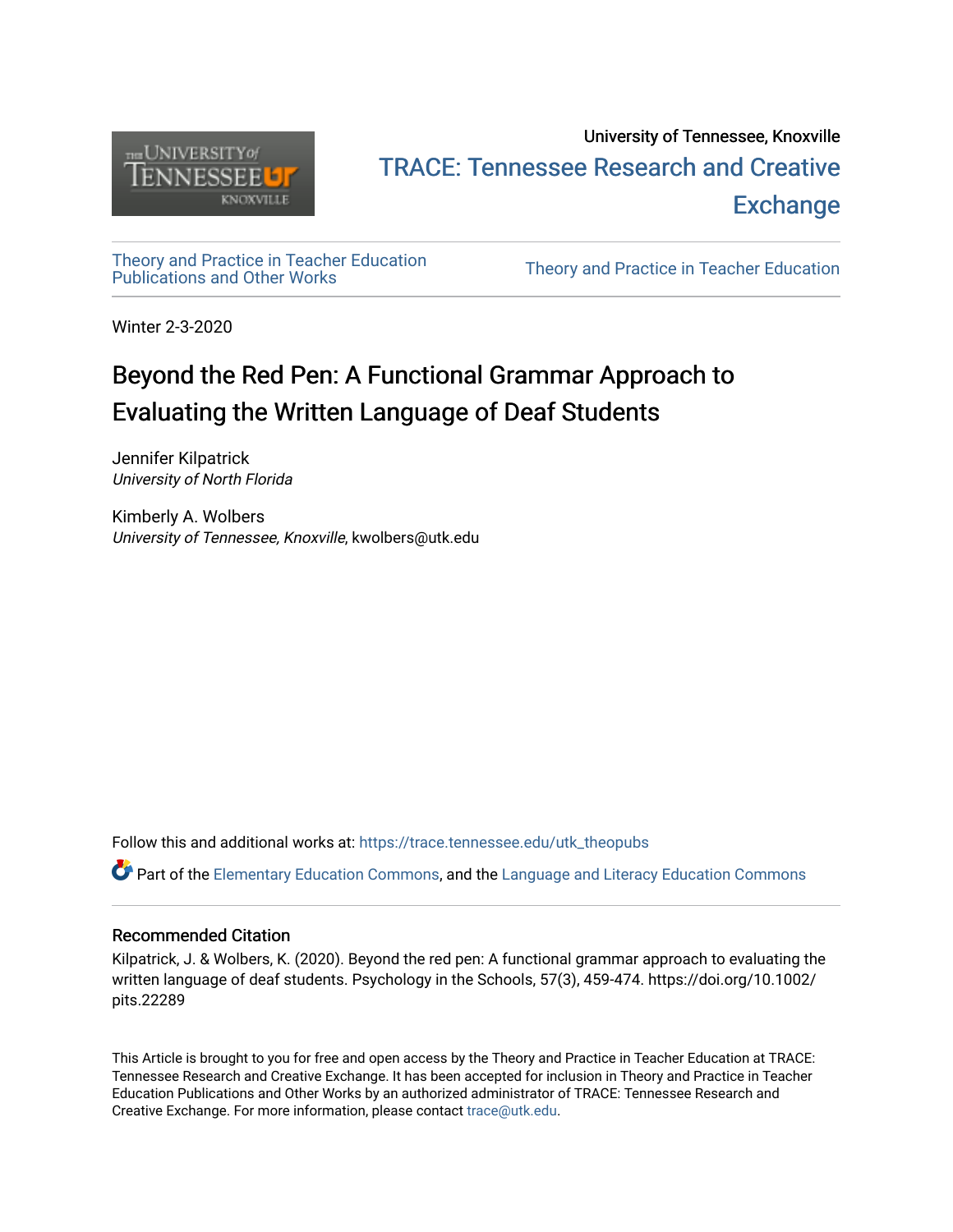University of Tennessee, Knoxville

TRACE: Tennessee Research and Creative Exchange

Theory and Practice in Teacher Education Publications and Other Works

Theory and Practice in Teacher Education

Winter 2-3-2020

# Beyond the Red Pen: A Functional Grammar Approach to Evaluating the Written Language of Deaf Students

Jennifer Kilpatrick
*University of North Florida*

Kimberly A. Wolbers
*University of Tennessee, Knoxville*, kwolbers@utk.edu

Follow this and additional works at: https://trace.tennessee.edu/utk_theopubs

Part of the Elementary Education Commons, and the Language and Literacy Education Commons

### Recommended Citation

Kilpatrick, J. & Wolbers, K. (2020). Beyond the red pen: A functional grammar approach to evaluating the written language of deaf students. Psychology in the Schools, 57(3), 459-474. https://doi.org/10.1002/pits.22289

This Article is brought to you for free and open access by the Theory and Practice in Teacher Education at TRACE: Tennessee Research and Creative Exchange. It has been accepted for inclusion in Theory and Practice in Teacher Education Publications and Other Works by an authorized administrator of TRACE: Tennessee Research and Creative Exchange. For more information, please contact trace@utk.edu.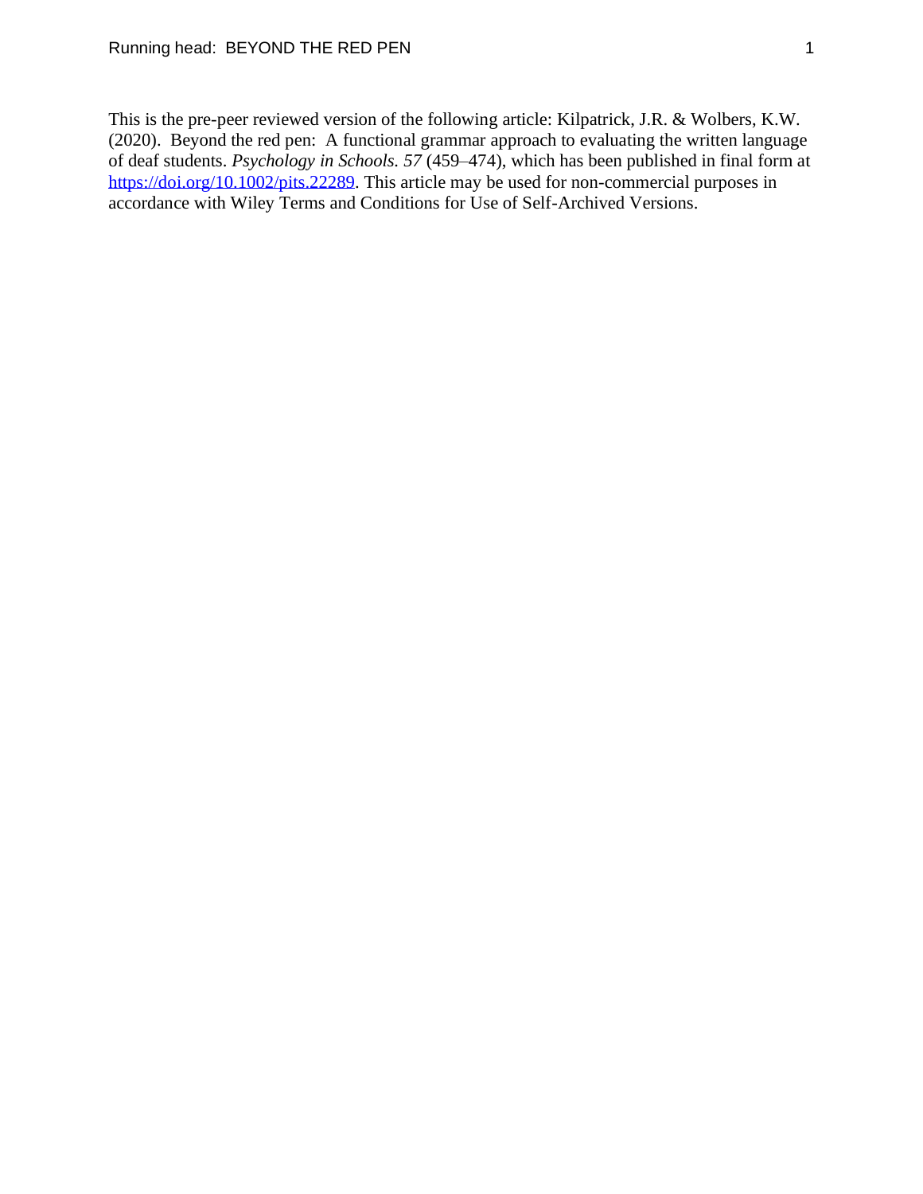This is the pre-peer reviewed version of the following article: Kilpatrick, J.R. & Wolbers, K.W. (2020). Beyond the red pen: A functional grammar approach to evaluating the written language of deaf students. *Psychology in Schools. 57* (459–474), which has been published in final form at [https://doi.org/10.1002/pits.22289](https://doi.org/10.1002/pits.22289). This article may be used for non-commercial purposes in accordance with Wiley Terms and Conditions for Use of Self-Archived Versions.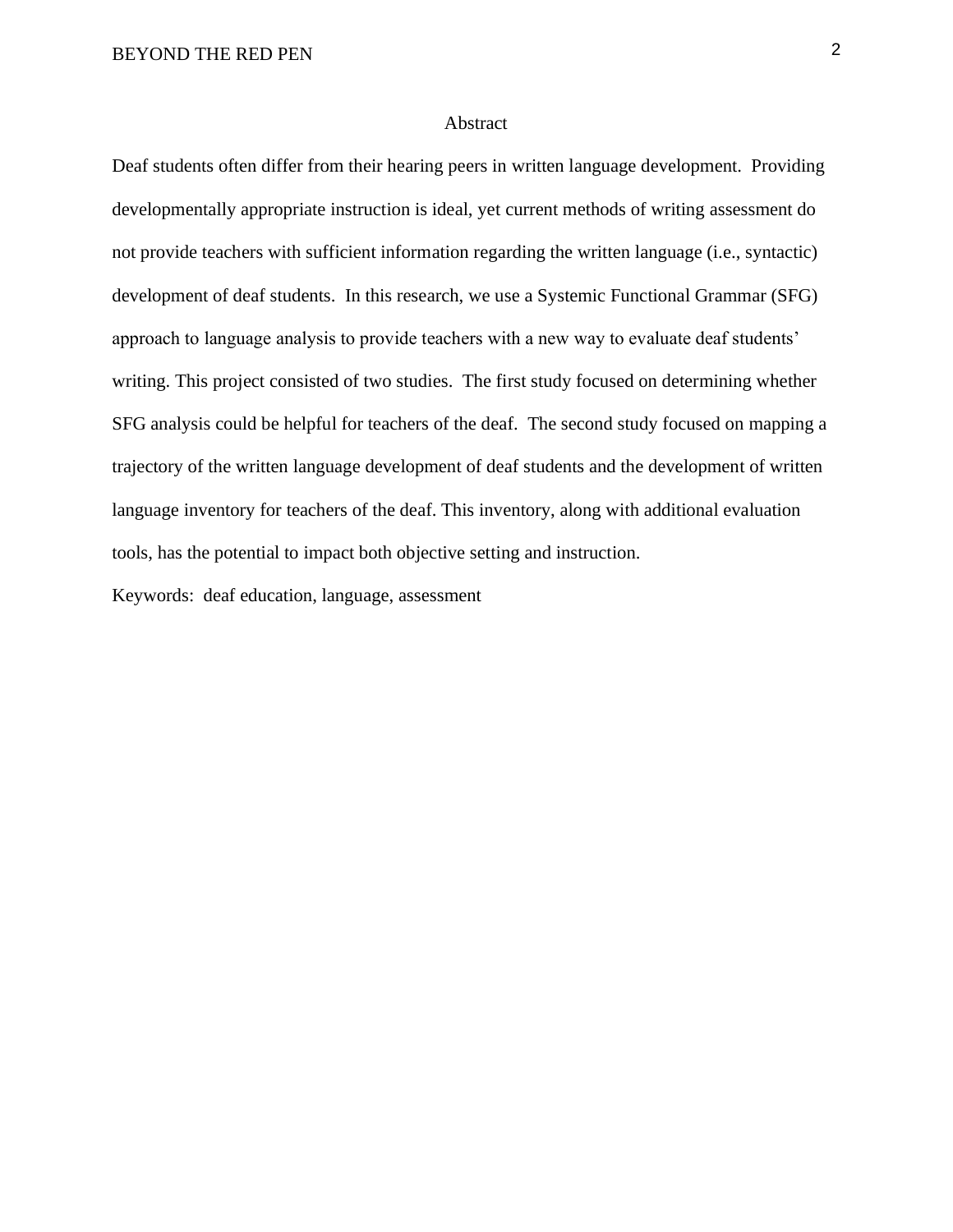# Abstract

Deaf students often differ from their hearing peers in written language development. Providing developmentally appropriate instruction is ideal, yet current methods of writing assessment do not provide teachers with sufficient information regarding the written language (i.e., syntactic) development of deaf students. In this research, we use a Systemic Functional Grammar (SFG) approach to language analysis to provide teachers with a new way to evaluate deaf students' writing. This project consisted of two studies. The first study focused on determining whether SFG analysis could be helpful for teachers of the deaf. The second study focused on mapping a trajectory of the written language development of deaf students and the development of written language inventory for teachers of the deaf. This inventory, along with additional evaluation tools, has the potential to impact both objective setting and instruction.

Keywords: deaf education, language, assessment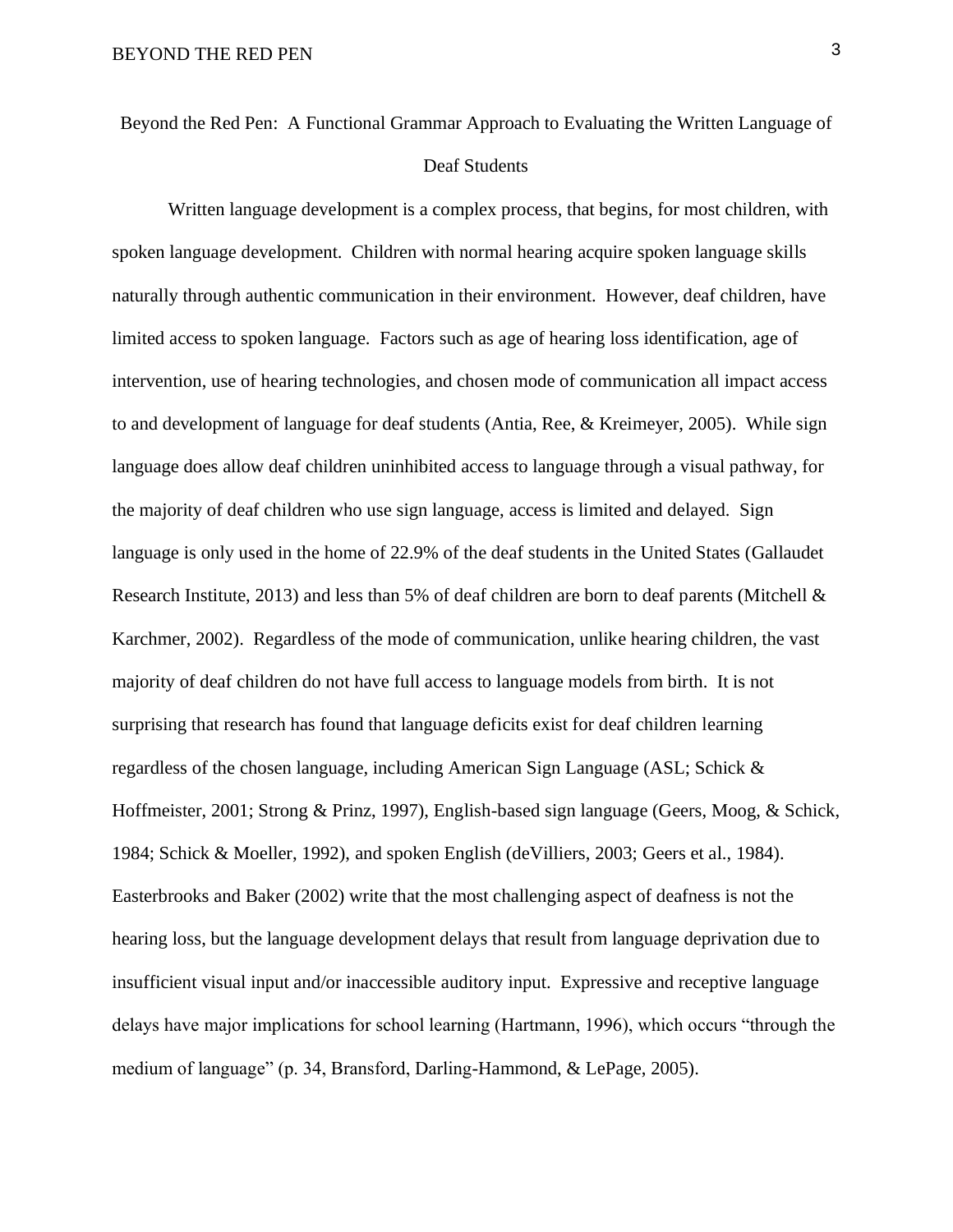# Beyond the Red Pen: A Functional Grammar Approach to Evaluating the Written Language of Deaf Students

Written language development is a complex process, that begins, for most children, with spoken language development. Children with normal hearing acquire spoken language skills naturally through authentic communication in their environment. However, deaf children, have limited access to spoken language. Factors such as age of hearing loss identification, age of intervention, use of hearing technologies, and chosen mode of communication all impact access to and development of language for deaf students (Antia, Ree, & Kreimeyer, 2005). While sign language does allow deaf children uninhibited access to language through a visual pathway, for the majority of deaf children who use sign language, access is limited and delayed. Sign language is only used in the home of 22.9% of the deaf students in the United States (Gallaudet Research Institute, 2013) and less than 5% of deaf children are born to deaf parents (Mitchell & Karchmer, 2002). Regardless of the mode of communication, unlike hearing children, the vast majority of deaf children do not have full access to language models from birth. It is not surprising that research has found that language deficits exist for deaf children learning regardless of the chosen language, including American Sign Language (ASL; Schick & Hoffmeister, 2001; Strong & Prinz, 1997), English-based sign language (Geers, Moog, & Schick, 1984; Schick & Moeller, 1992), and spoken English (deVilliers, 2003; Geers et al., 1984). Easterbrooks and Baker (2002) write that the most challenging aspect of deafness is not the hearing loss, but the language development delays that result from language deprivation due to insufficient visual input and/or inaccessible auditory input. Expressive and receptive language delays have major implications for school learning (Hartmann, 1996), which occurs "through the medium of language" (p. 34, Bransford, Darling-Hammond, & LePage, 2005).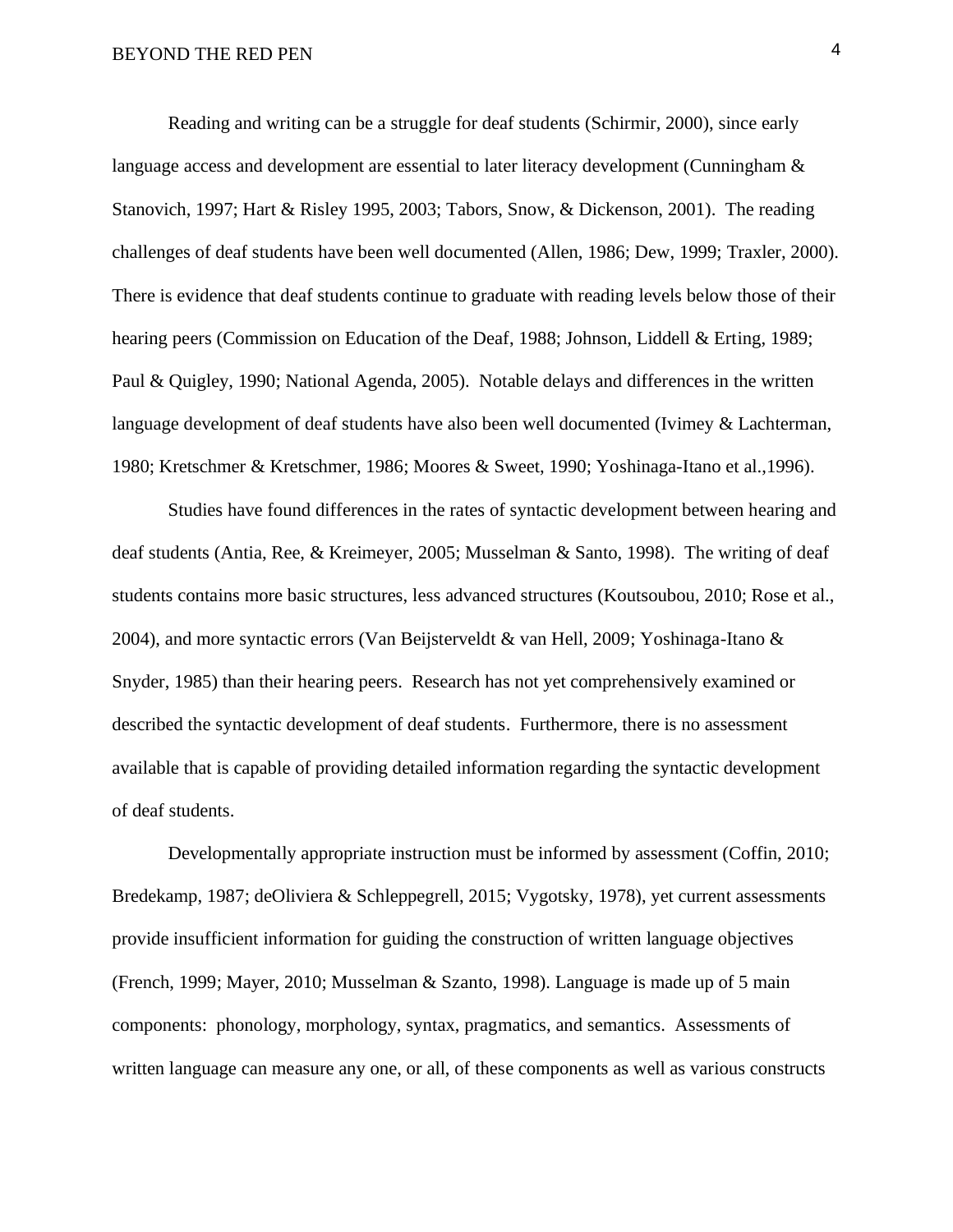Reading and writing can be a struggle for deaf students (Schirmir, 2000), since early language access and development are essential to later literacy development (Cunningham & Stanovich, 1997; Hart & Risley 1995, 2003; Tabors, Snow, & Dickenson, 2001). The reading challenges of deaf students have been well documented (Allen, 1986; Dew, 1999; Traxler, 2000). There is evidence that deaf students continue to graduate with reading levels below those of their hearing peers (Commission on Education of the Deaf, 1988; Johnson, Liddell & Erting, 1989; Paul & Quigley, 1990; National Agenda, 2005). Notable delays and differences in the written language development of deaf students have also been well documented (Ivimey & Lachterman, 1980; Kretschmer & Kretschmer, 1986; Moores & Sweet, 1990; Yoshinaga-Itano et al.,1996).

Studies have found differences in the rates of syntactic development between hearing and deaf students (Antia, Ree, & Kreimeyer, 2005; Musselman & Santo, 1998). The writing of deaf students contains more basic structures, less advanced structures (Koutsoubou, 2010; Rose et al., 2004), and more syntactic errors (Van Beijsterveldt & van Hell, 2009; Yoshinaga-Itano & Snyder, 1985) than their hearing peers. Research has not yet comprehensively examined or described the syntactic development of deaf students. Furthermore, there is no assessment available that is capable of providing detailed information regarding the syntactic development of deaf students.

Developmentally appropriate instruction must be informed by assessment (Coffin, 2010; Bredekamp, 1987; deOliviera & Schleppegrell, 2015; Vygotsky, 1978), yet current assessments provide insufficient information for guiding the construction of written language objectives (French, 1999; Mayer, 2010; Musselman & Szanto, 1998). Language is made up of 5 main components: phonology, morphology, syntax, pragmatics, and semantics. Assessments of written language can measure any one, or all, of these components as well as various constructs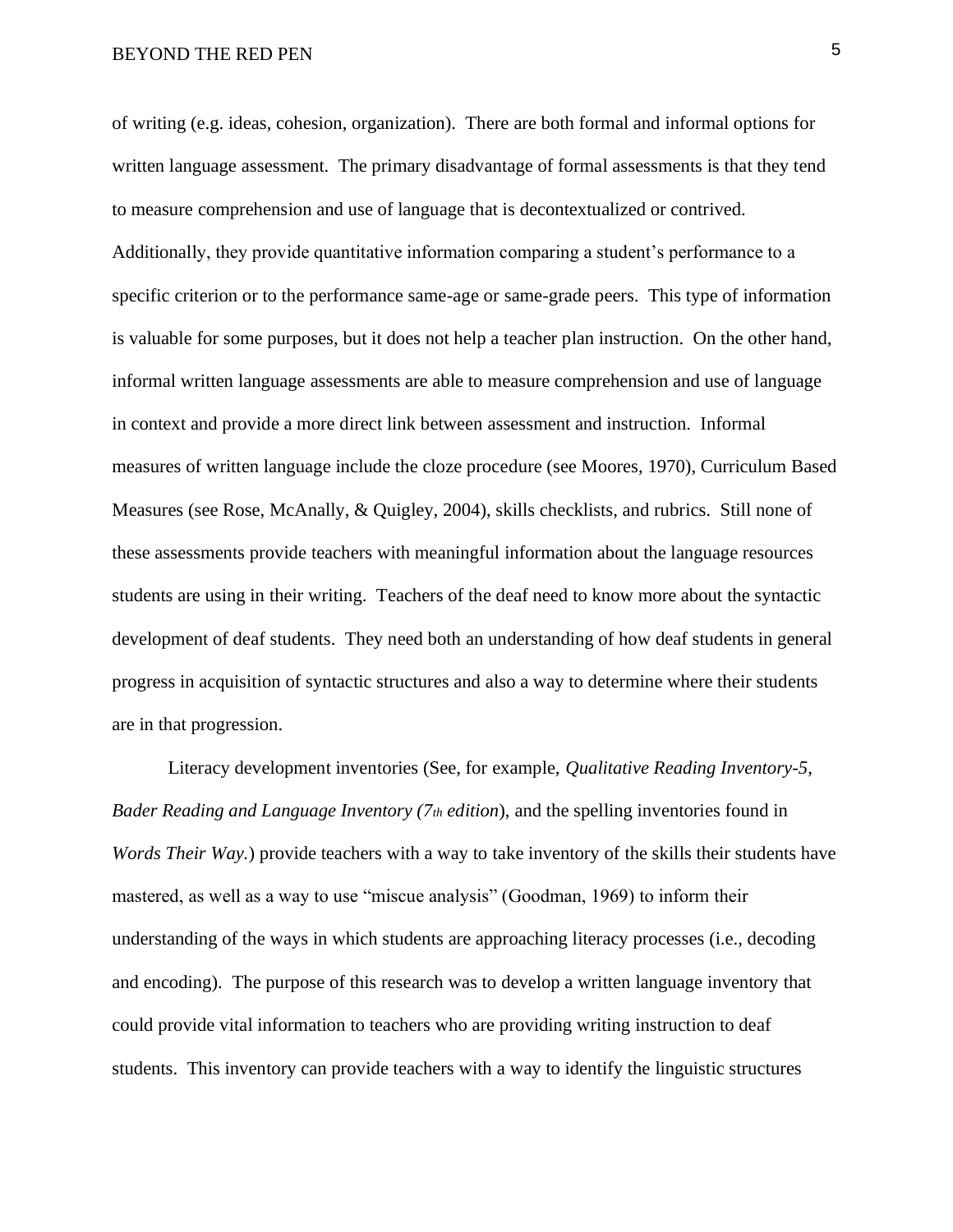of writing (e.g. ideas, cohesion, organization). There are both formal and informal options for written language assessment. The primary disadvantage of formal assessments is that they tend to measure comprehension and use of language that is decontextualized or contrived. Additionally, they provide quantitative information comparing a student's performance to a specific criterion or to the performance same-age or same-grade peers. This type of information is valuable for some purposes, but it does not help a teacher plan instruction. On the other hand, informal written language assessments are able to measure comprehension and use of language in context and provide a more direct link between assessment and instruction. Informal measures of written language include the cloze procedure (see Moores, 1970), Curriculum Based Measures (see Rose, McAnally, & Quigley, 2004), skills checklists, and rubrics. Still none of these assessments provide teachers with meaningful information about the language resources students are using in their writing. Teachers of the deaf need to know more about the syntactic development of deaf students. They need both an understanding of how deaf students in general progress in acquisition of syntactic structures and also a way to determine where their students are in that progression.

Literacy development inventories (See, for example, *Qualitative Reading Inventory-5*, *Bader Reading and Language Inventory (7th edition*), and the spelling inventories found in *Words Their Way.*) provide teachers with a way to take inventory of the skills their students have mastered, as well as a way to use "miscue analysis" (Goodman, 1969) to inform their understanding of the ways in which students are approaching literacy processes (i.e., decoding and encoding). The purpose of this research was to develop a written language inventory that could provide vital information to teachers who are providing writing instruction to deaf students. This inventory can provide teachers with a way to identify the linguistic structures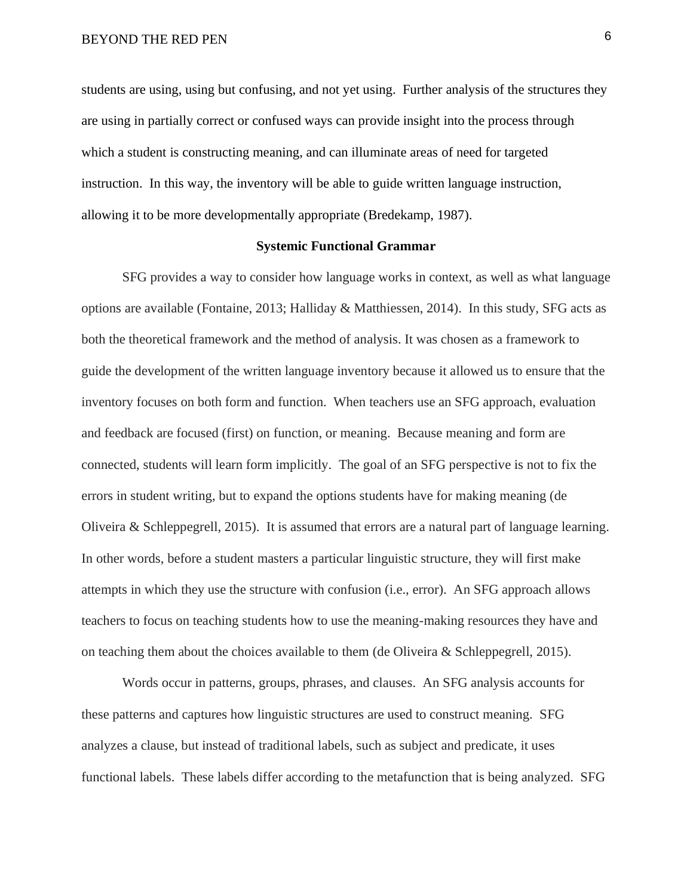students are using, using but confusing, and not yet using. Further analysis of the structures they are using in partially correct or confused ways can provide insight into the process through which a student is constructing meaning, and can illuminate areas of need for targeted instruction. In this way, the inventory will be able to guide written language instruction, allowing it to be more developmentally appropriate (Bredekamp, 1987).

## Systemic Functional Grammar

SFG provides a way to consider how language works in context, as well as what language options are available (Fontaine, 2013; Halliday & Matthiessen, 2014). In this study, SFG acts as both the theoretical framework and the method of analysis. It was chosen as a framework to guide the development of the written language inventory because it allowed us to ensure that the inventory focuses on both form and function. When teachers use an SFG approach, evaluation and feedback are focused (first) on function, or meaning. Because meaning and form are connected, students will learn form implicitly. The goal of an SFG perspective is not to fix the errors in student writing, but to expand the options students have for making meaning (de Oliveira & Schleppegrell, 2015). It is assumed that errors are a natural part of language learning. In other words, before a student masters a particular linguistic structure, they will first make attempts in which they use the structure with confusion (i.e., error). An SFG approach allows teachers to focus on teaching students how to use the meaning-making resources they have and on teaching them about the choices available to them (de Oliveira & Schleppegrell, 2015).

Words occur in patterns, groups, phrases, and clauses. An SFG analysis accounts for these patterns and captures how linguistic structures are used to construct meaning. SFG analyzes a clause, but instead of traditional labels, such as subject and predicate, it uses functional labels. These labels differ according to the metafunction that is being analyzed. SFG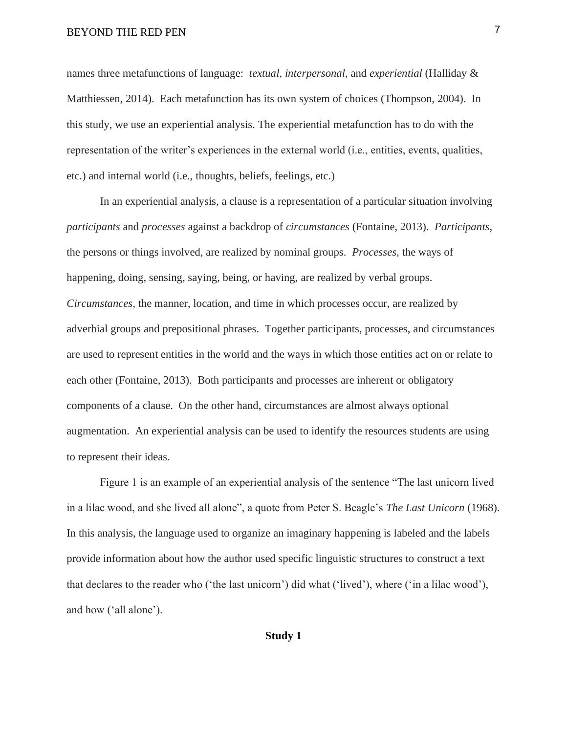names three metafunctions of language: *textual, interpersonal,* and *experiential* (Halliday & Matthiessen, 2014). Each metafunction has its own system of choices (Thompson, 2004). In this study, we use an experiential analysis. The experiential metafunction has to do with the representation of the writer's experiences in the external world (i.e., entities, events, qualities, etc.) and internal world (i.e., thoughts, beliefs, feelings, etc.)

In an experiential analysis, a clause is a representation of a particular situation involving *participants* and *processes* against a backdrop of *circumstances* (Fontaine, 2013). *Participants,* the persons or things involved, are realized by nominal groups. *Processes,* the ways of happening, doing, sensing, saying, being, or having, are realized by verbal groups. *Circumstances,* the manner, location, and time in which processes occur, are realized by adverbial groups and prepositional phrases. Together participants, processes, and circumstances are used to represent entities in the world and the ways in which those entities act on or relate to each other (Fontaine, 2013). Both participants and processes are inherent or obligatory components of a clause. On the other hand, circumstances are almost always optional augmentation. An experiential analysis can be used to identify the resources students are using to represent their ideas.

Figure 1 is an example of an experiential analysis of the sentence "The last unicorn lived in a lilac wood, and she lived all alone", a quote from Peter S. Beagle's *The Last Unicorn* (1968). In this analysis, the language used to organize an imaginary happening is labeled and the labels provide information about how the author used specific linguistic structures to construct a text that declares to the reader who ('the last unicorn') did what ('lived'), where ('in a lilac wood'), and how ('all alone').

**Study 1**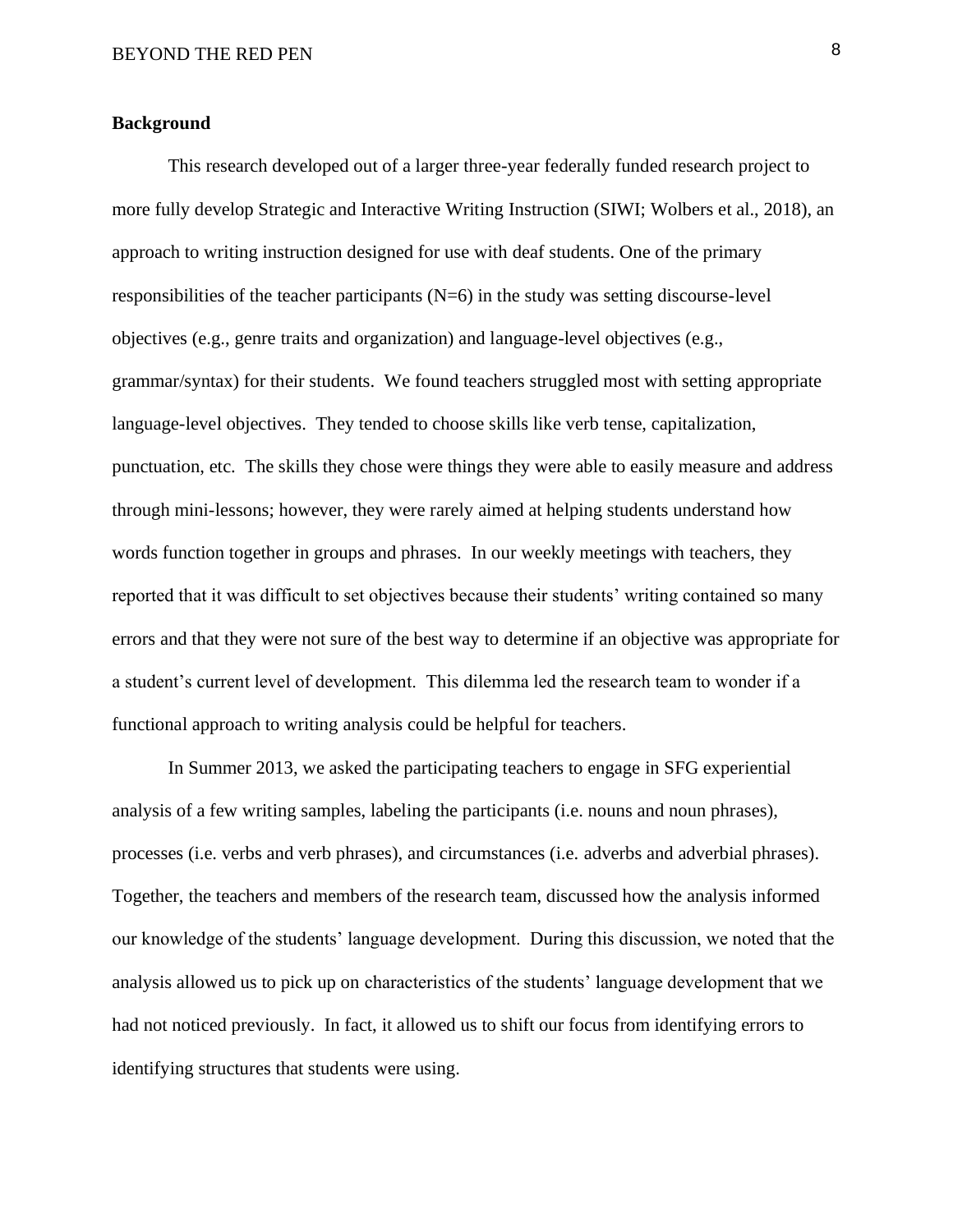**Background**

This research developed out of a larger three-year federally funded research project to more fully develop Strategic and Interactive Writing Instruction (SIWI; Wolbers et al., 2018), an approach to writing instruction designed for use with deaf students. One of the primary responsibilities of the teacher participants (N=6) in the study was setting discourse-level objectives (e.g., genre traits and organization) and language-level objectives (e.g., grammar/syntax) for their students. We found teachers struggled most with setting appropriate language-level objectives. They tended to choose skills like verb tense, capitalization, punctuation, etc. The skills they chose were things they were able to easily measure and address through mini-lessons; however, they were rarely aimed at helping students understand how words function together in groups and phrases. In our weekly meetings with teachers, they reported that it was difficult to set objectives because their students' writing contained so many errors and that they were not sure of the best way to determine if an objective was appropriate for a student's current level of development. This dilemma led the research team to wonder if a functional approach to writing analysis could be helpful for teachers.

In Summer 2013, we asked the participating teachers to engage in SFG experiential analysis of a few writing samples, labeling the participants (i.e. nouns and noun phrases), processes (i.e. verbs and verb phrases), and circumstances (i.e. adverbs and adverbial phrases). Together, the teachers and members of the research team, discussed how the analysis informed our knowledge of the students' language development. During this discussion, we noted that the analysis allowed us to pick up on characteristics of the students' language development that we had not noticed previously. In fact, it allowed us to shift our focus from identifying errors to identifying structures that students were using.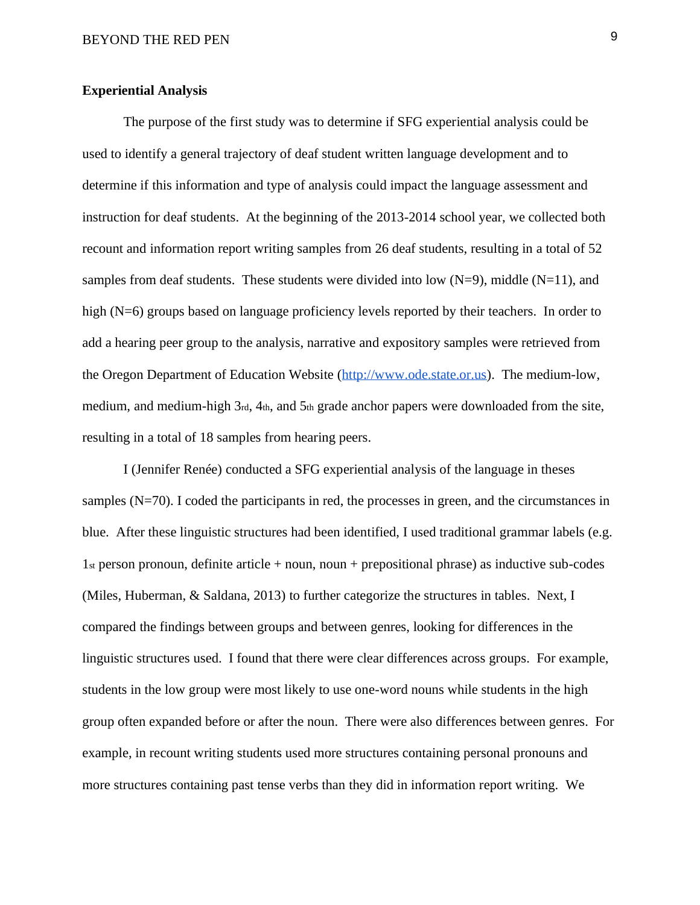**Experiential Analysis**

The purpose of the first study was to determine if SFG experiential analysis could be used to identify a general trajectory of deaf student written language development and to determine if this information and type of analysis could impact the language assessment and instruction for deaf students. At the beginning of the 2013-2014 school year, we collected both recount and information report writing samples from 26 deaf students, resulting in a total of 52 samples from deaf students. These students were divided into low (N=9), middle (N=11), and high (N=6) groups based on language proficiency levels reported by their teachers. In order to add a hearing peer group to the analysis, narrative and expository samples were retrieved from the Oregon Department of Education Website (http://www.ode.state.or.us). The medium-low, medium, and medium-high 3rd, 4th, and 5th grade anchor papers were downloaded from the site, resulting in a total of 18 samples from hearing peers.

I (Jennifer Renée) conducted a SFG experiential analysis of the language in theses samples (N=70). I coded the participants in red, the processes in green, and the circumstances in blue. After these linguistic structures had been identified, I used traditional grammar labels (e.g. 1st person pronoun, definite article + noun, noun + prepositional phrase) as inductive sub-codes (Miles, Huberman, & Saldana, 2013) to further categorize the structures in tables. Next, I compared the findings between groups and between genres, looking for differences in the linguistic structures used. I found that there were clear differences across groups. For example, students in the low group were most likely to use one-word nouns while students in the high group often expanded before or after the noun. There were also differences between genres. For example, in recount writing students used more structures containing personal pronouns and more structures containing past tense verbs than they did in information report writing. We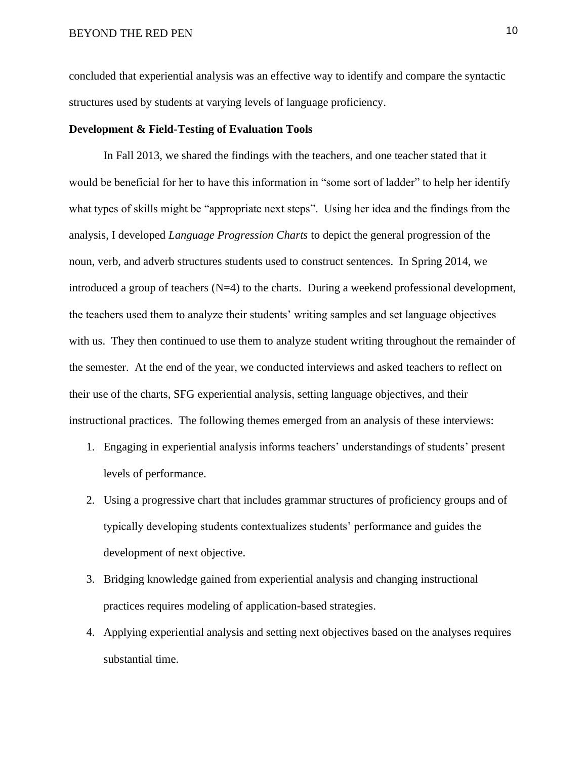concluded that experiential analysis was an effective way to identify and compare the syntactic structures used by students at varying levels of language proficiency.

**Development & Field-Testing of Evaluation Tools**

In Fall 2013, we shared the findings with the teachers, and one teacher stated that it would be beneficial for her to have this information in "some sort of ladder" to help her identify what types of skills might be "appropriate next steps". Using her idea and the findings from the analysis, I developed *Language Progression Charts* to depict the general progression of the noun, verb, and adverb structures students used to construct sentences. In Spring 2014, we introduced a group of teachers (N=4) to the charts. During a weekend professional development, the teachers used them to analyze their students' writing samples and set language objectives with us. They then continued to use them to analyze student writing throughout the remainder of the semester. At the end of the year, we conducted interviews and asked teachers to reflect on their use of the charts, SFG experiential analysis, setting language objectives, and their instructional practices. The following themes emerged from an analysis of these interviews:

1. Engaging in experiential analysis informs teachers' understandings of students' present levels of performance.
2. Using a progressive chart that includes grammar structures of proficiency groups and of typically developing students contextualizes students' performance and guides the development of next objective.
3. Bridging knowledge gained from experiential analysis and changing instructional practices requires modeling of application-based strategies.
4. Applying experiential analysis and setting next objectives based on the analyses requires substantial time.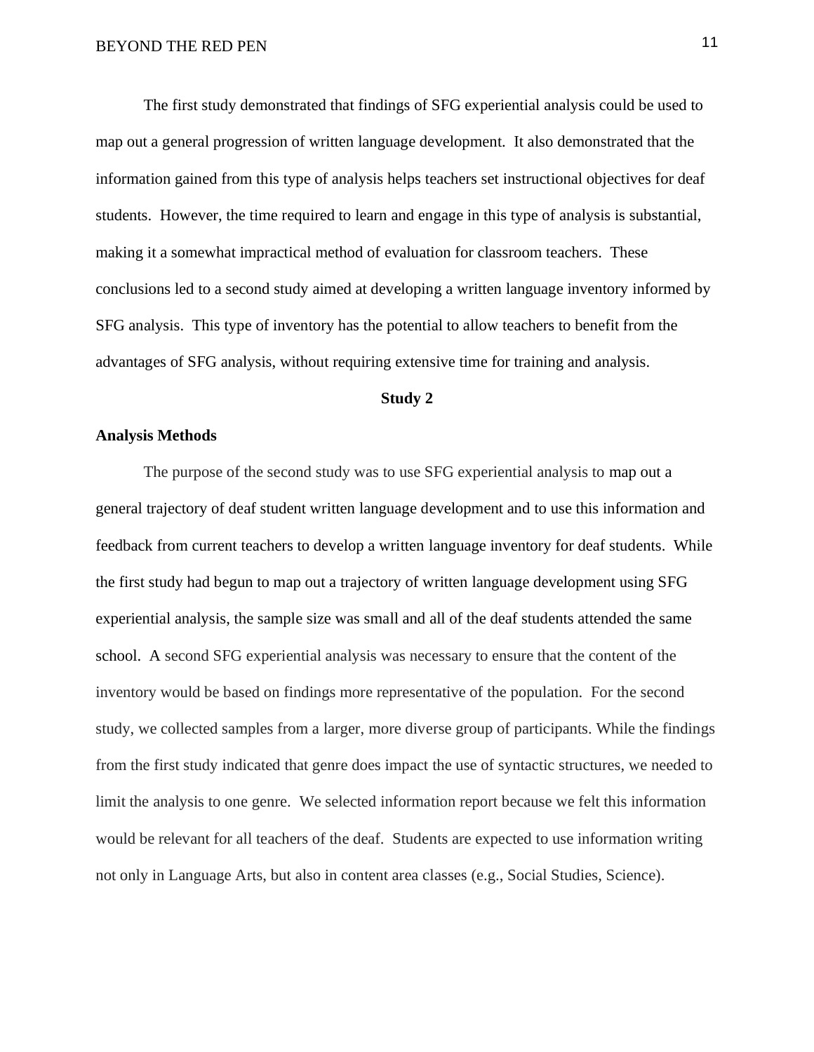The first study demonstrated that findings of SFG experiential analysis could be used to map out a general progression of written language development. It also demonstrated that the information gained from this type of analysis helps teachers set instructional objectives for deaf students. However, the time required to learn and engage in this type of analysis is substantial, making it a somewhat impractical method of evaluation for classroom teachers. These conclusions led to a second study aimed at developing a written language inventory informed by SFG analysis. This type of inventory has the potential to allow teachers to benefit from the advantages of SFG analysis, without requiring extensive time for training and analysis.

## Study 2

### Analysis Methods

The purpose of the second study was to use SFG experiential analysis to map out a general trajectory of deaf student written language development and to use this information and feedback from current teachers to develop a written language inventory for deaf students. While the first study had begun to map out a trajectory of written language development using SFG experiential analysis, the sample size was small and all of the deaf students attended the same school. A second SFG experiential analysis was necessary to ensure that the content of the inventory would be based on findings more representative of the population. For the second study, we collected samples from a larger, more diverse group of participants. While the findings from the first study indicated that genre does impact the use of syntactic structures, we needed to limit the analysis to one genre. We selected information report because we felt this information would be relevant for all teachers of the deaf. Students are expected to use information writing not only in Language Arts, but also in content area classes (e.g., Social Studies, Science).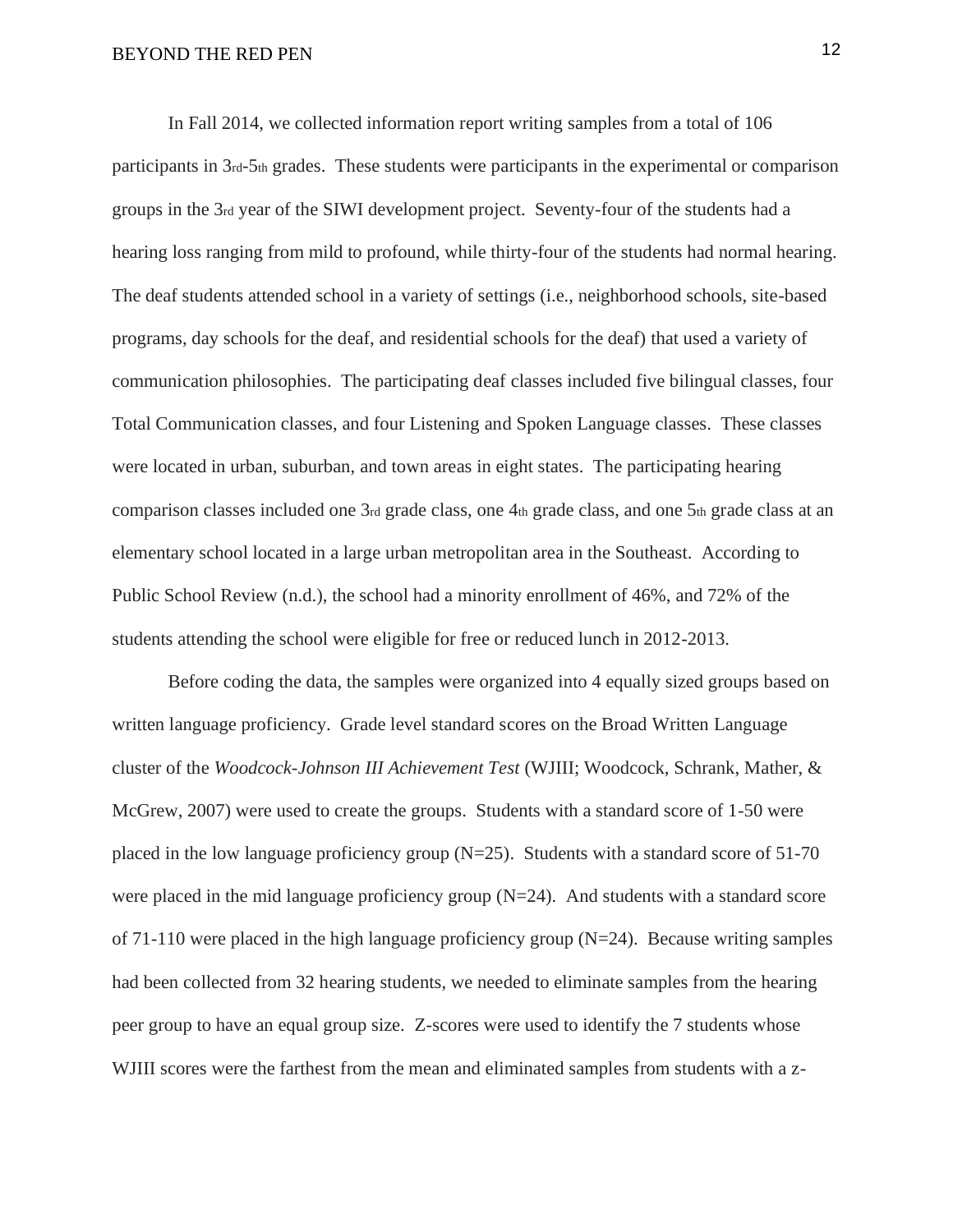In Fall 2014, we collected information report writing samples from a total of 106 participants in 3rd-5th grades. These students were participants in the experimental or comparison groups in the 3rd year of the SIWI development project. Seventy-four of the students had a hearing loss ranging from mild to profound, while thirty-four of the students had normal hearing. The deaf students attended school in a variety of settings (i.e., neighborhood schools, site-based programs, day schools for the deaf, and residential schools for the deaf) that used a variety of communication philosophies. The participating deaf classes included five bilingual classes, four Total Communication classes, and four Listening and Spoken Language classes. These classes were located in urban, suburban, and town areas in eight states. The participating hearing comparison classes included one 3rd grade class, one 4th grade class, and one 5th grade class at an elementary school located in a large urban metropolitan area in the Southeast. According to Public School Review (n.d.), the school had a minority enrollment of 46%, and 72% of the students attending the school were eligible for free or reduced lunch in 2012-2013.

Before coding the data, the samples were organized into 4 equally sized groups based on written language proficiency. Grade level standard scores on the Broad Written Language cluster of the *Woodcock-Johnson III Achievement Test* (WJIII; Woodcock, Schrank, Mather, & McGrew, 2007) were used to create the groups. Students with a standard score of 1-50 were placed in the low language proficiency group (N=25). Students with a standard score of 51-70 were placed in the mid language proficiency group (N=24). And students with a standard score of 71-110 were placed in the high language proficiency group (N=24). Because writing samples had been collected from 32 hearing students, we needed to eliminate samples from the hearing peer group to have an equal group size. Z-scores were used to identify the 7 students whose WJIII scores were the farthest from the mean and eliminated samples from students with a z-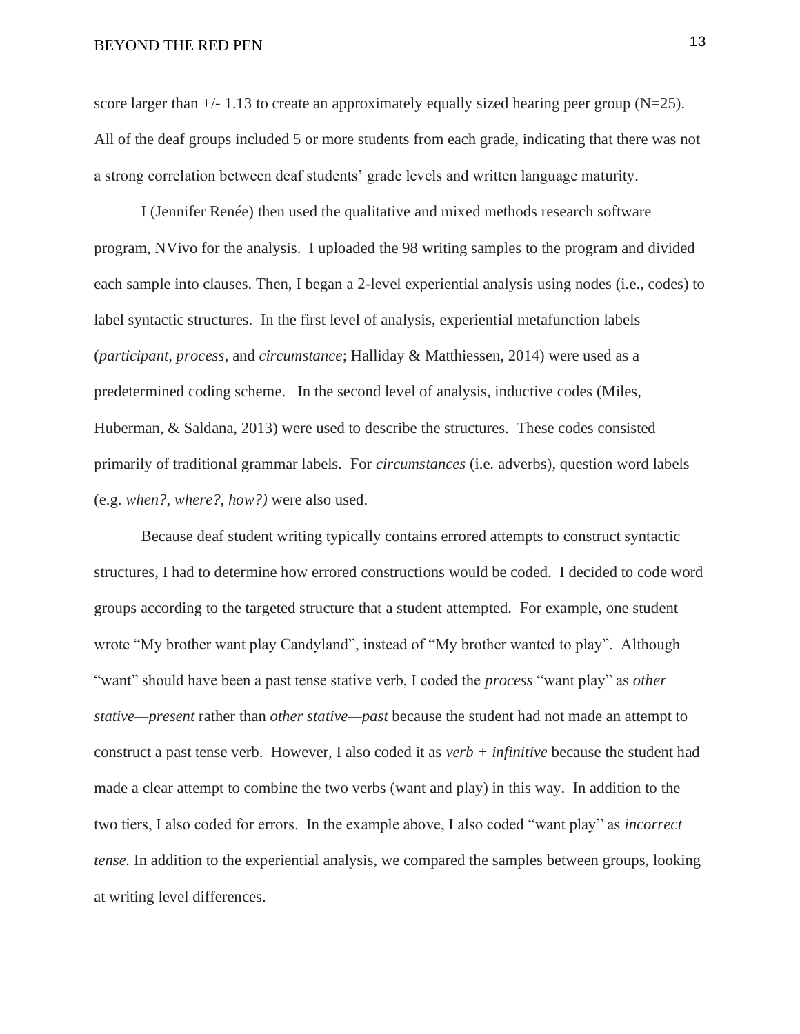score larger than +/- 1.13 to create an approximately equally sized hearing peer group (N=25). All of the deaf groups included 5 or more students from each grade, indicating that there was not a strong correlation between deaf students' grade levels and written language maturity.

I (Jennifer Renée) then used the qualitative and mixed methods research software program, NVivo for the analysis. I uploaded the 98 writing samples to the program and divided each sample into clauses. Then, I began a 2-level experiential analysis using nodes (i.e., codes) to label syntactic structures. In the first level of analysis, experiential metafunction labels (*participant, process*, and *circumstance*; Halliday & Matthiessen, 2014) were used as a predetermined coding scheme. In the second level of analysis, inductive codes (Miles, Huberman, & Saldana, 2013) were used to describe the structures. These codes consisted primarily of traditional grammar labels. For *circumstances* (i.e. adverbs), question word labels (e.g. *when?, where?, how?)* were also used.

Because deaf student writing typically contains errored attempts to construct syntactic structures, I had to determine how errored constructions would be coded. I decided to code word groups according to the targeted structure that a student attempted. For example, one student wrote "My brother want play Candyland", instead of "My brother wanted to play". Although "want" should have been a past tense stative verb, I coded the *process* "want play" as *other stative—present* rather than *other stative—past* because the student had not made an attempt to construct a past tense verb. However, I also coded it as *verb + infinitive* because the student had made a clear attempt to combine the two verbs (want and play) in this way. In addition to the two tiers, I also coded for errors. In the example above, I also coded "want play" as *incorrect tense.* In addition to the experiential analysis, we compared the samples between groups, looking at writing level differences.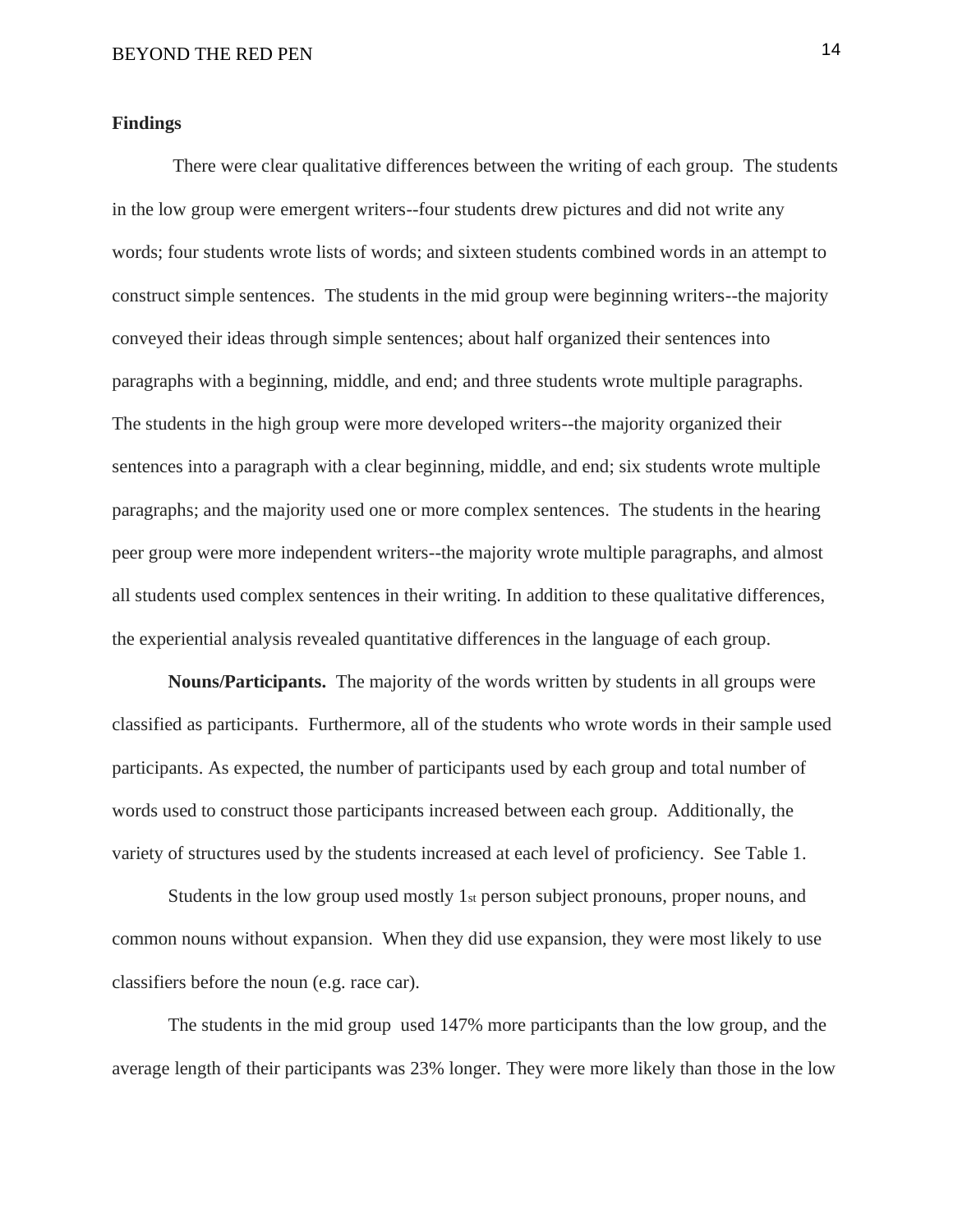**Findings**

There were clear qualitative differences between the writing of each group. The students in the low group were emergent writers--four students drew pictures and did not write any words; four students wrote lists of words; and sixteen students combined words in an attempt to construct simple sentences. The students in the mid group were beginning writers--the majority conveyed their ideas through simple sentences; about half organized their sentences into paragraphs with a beginning, middle, and end; and three students wrote multiple paragraphs. The students in the high group were more developed writers--the majority organized their sentences into a paragraph with a clear beginning, middle, and end; six students wrote multiple paragraphs; and the majority used one or more complex sentences. The students in the hearing peer group were more independent writers--the majority wrote multiple paragraphs, and almost all students used complex sentences in their writing. In addition to these qualitative differences, the experiential analysis revealed quantitative differences in the language of each group.

**Nouns/Participants.** The majority of the words written by students in all groups were classified as participants. Furthermore, all of the students who wrote words in their sample used participants. As expected, the number of participants used by each group and total number of words used to construct those participants increased between each group. Additionally, the variety of structures used by the students increased at each level of proficiency. See Table 1.

Students in the low group used mostly 1st person subject pronouns, proper nouns, and common nouns without expansion. When they did use expansion, they were most likely to use classifiers before the noun (e.g. race car).

The students in the mid group used 147% more participants than the low group, and the average length of their participants was 23% longer. They were more likely than those in the low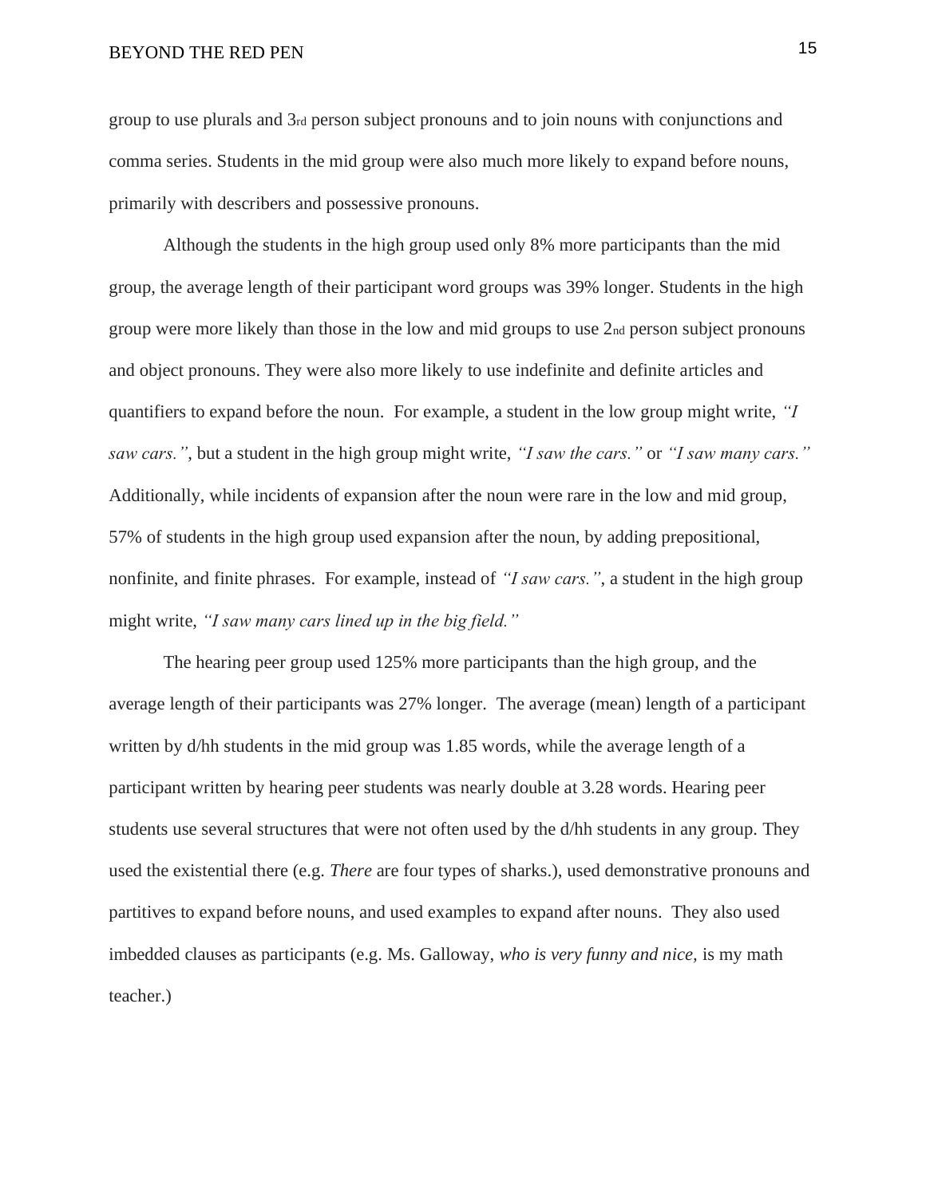group to use plurals and 3rd person subject pronouns and to join nouns with conjunctions and comma series. Students in the mid group were also much more likely to expand before nouns, primarily with describers and possessive pronouns.

Although the students in the high group used only 8% more participants than the mid group, the average length of their participant word groups was 39% longer. Students in the high group were more likely than those in the low and mid groups to use 2nd person subject pronouns and object pronouns. They were also more likely to use indefinite and definite articles and quantifiers to expand before the noun. For example, a student in the low group might write, *"I saw cars."*, but a student in the high group might write, *"I saw the cars."* or *"I saw many cars."* Additionally, while incidents of expansion after the noun were rare in the low and mid group, 57% of students in the high group used expansion after the noun, by adding prepositional, nonfinite, and finite phrases. For example, instead of *"I saw cars."*, a student in the high group might write, *"I saw many cars lined up in the big field."*

The hearing peer group used 125% more participants than the high group, and the average length of their participants was 27% longer. The average (mean) length of a participant written by d/hh students in the mid group was 1.85 words, while the average length of a participant written by hearing peer students was nearly double at 3.28 words. Hearing peer students use several structures that were not often used by the d/hh students in any group. They used the existential there (e.g. *There* are four types of sharks.), used demonstrative pronouns and partitives to expand before nouns, and used examples to expand after nouns. They also used imbedded clauses as participants (e.g. Ms. Galloway, *who is very funny and nice,* is my math teacher.)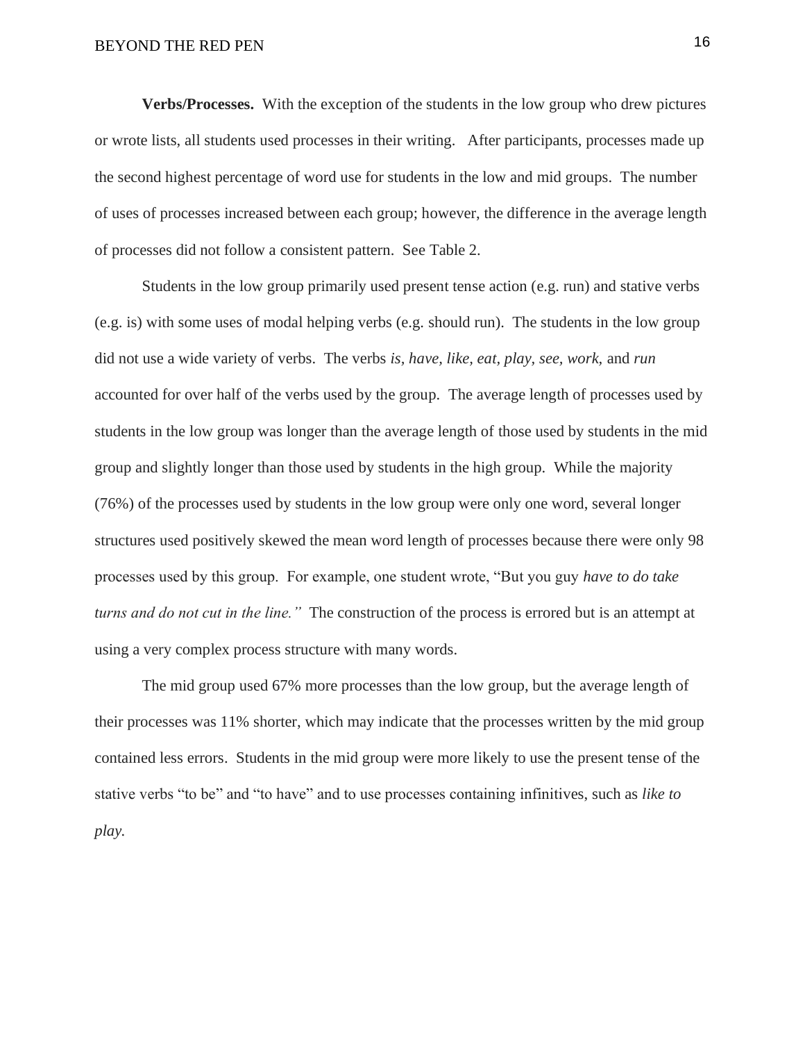**Verbs/Processes.** With the exception of the students in the low group who drew pictures or wrote lists, all students used processes in their writing. After participants, processes made up the second highest percentage of word use for students in the low and mid groups. The number of uses of processes increased between each group; however, the difference in the average length of processes did not follow a consistent pattern. See Table 2.

Students in the low group primarily used present tense action (e.g. run) and stative verbs (e.g. is) with some uses of modal helping verbs (e.g. should run). The students in the low group did not use a wide variety of verbs. The verbs *is, have, like, eat, play, see, work,* and *run* accounted for over half of the verbs used by the group. The average length of processes used by students in the low group was longer than the average length of those used by students in the mid group and slightly longer than those used by students in the high group. While the majority (76%) of the processes used by students in the low group were only one word, several longer structures used positively skewed the mean word length of processes because there were only 98 processes used by this group. For example, one student wrote, "But you guy *have to do take turns and do not cut in the line."* The construction of the process is errored but is an attempt at using a very complex process structure with many words.

The mid group used 67% more processes than the low group, but the average length of their processes was 11% shorter, which may indicate that the processes written by the mid group contained less errors. Students in the mid group were more likely to use the present tense of the stative verbs "to be" and "to have" and to use processes containing infinitives, such as *like to play.*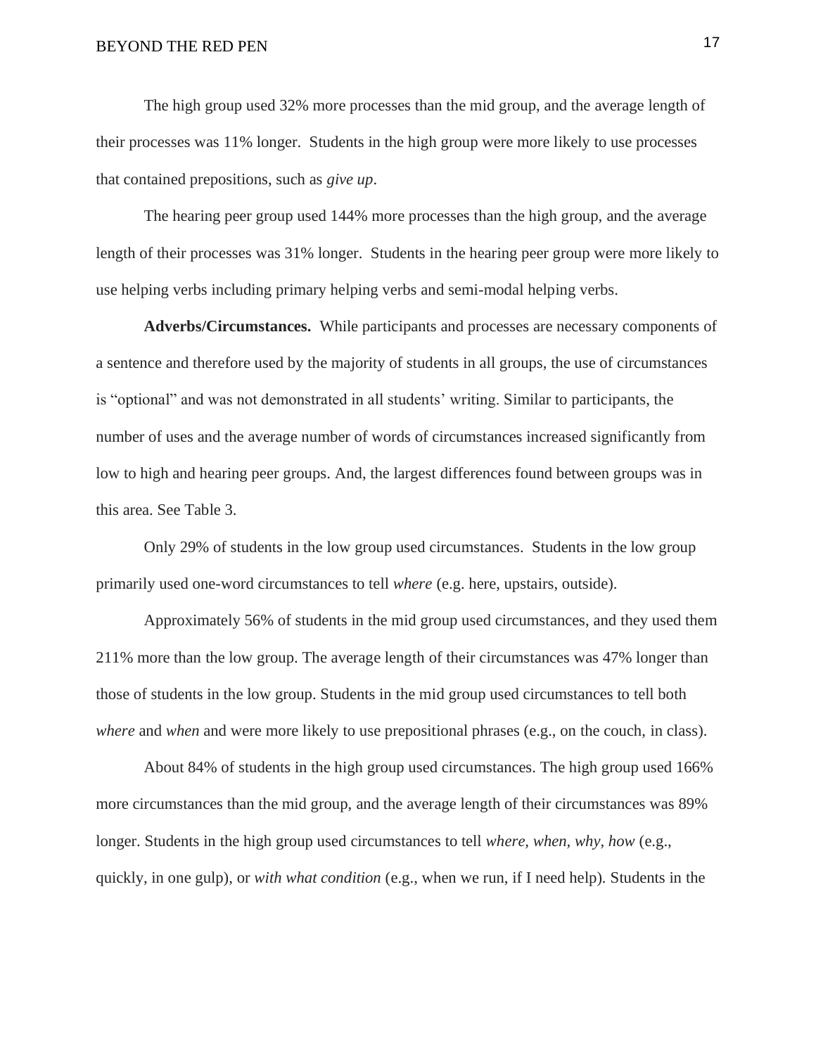The high group used 32% more processes than the mid group, and the average length of their processes was 11% longer. Students in the high group were more likely to use processes that contained prepositions, such as *give up*.

The hearing peer group used 144% more processes than the high group, and the average length of their processes was 31% longer. Students in the hearing peer group were more likely to use helping verbs including primary helping verbs and semi-modal helping verbs.

**Adverbs/Circumstances.** While participants and processes are necessary components of a sentence and therefore used by the majority of students in all groups, the use of circumstances is "optional" and was not demonstrated in all students' writing. Similar to participants, the number of uses and the average number of words of circumstances increased significantly from low to high and hearing peer groups. And, the largest differences found between groups was in this area. See Table 3.

Only 29% of students in the low group used circumstances. Students in the low group primarily used one-word circumstances to tell *where* (e.g. here, upstairs, outside).

Approximately 56% of students in the mid group used circumstances, and they used them 211% more than the low group. The average length of their circumstances was 47% longer than those of students in the low group. Students in the mid group used circumstances to tell both *where* and *when* and were more likely to use prepositional phrases (e.g., on the couch, in class).

About 84% of students in the high group used circumstances. The high group used 166% more circumstances than the mid group, and the average length of their circumstances was 89% longer. Students in the high group used circumstances to tell *where, when, why, how* (e.g., quickly, in one gulp), or *with what condition* (e.g., when we run, if I need help). Students in the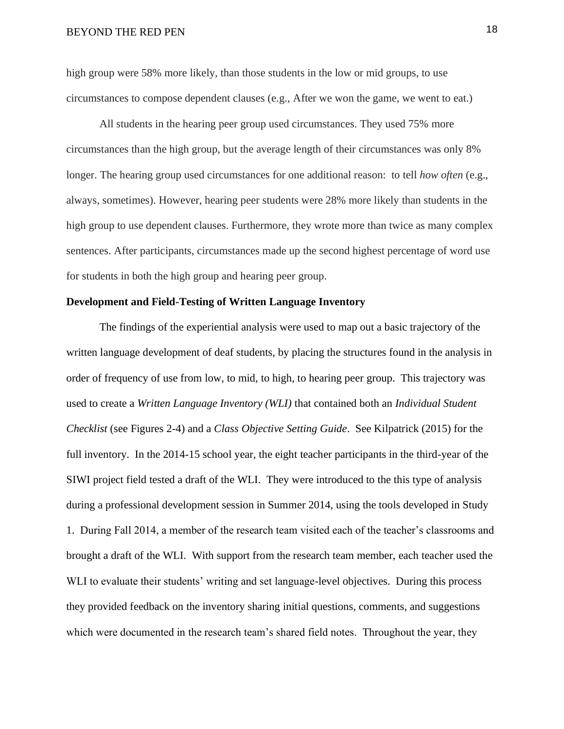high group were 58% more likely, than those students in the low or mid groups, to use circumstances to compose dependent clauses (e.g., After we won the game, we went to eat.)

All students in the hearing peer group used circumstances. They used 75% more circumstances than the high group, but the average length of their circumstances was only 8% longer. The hearing group used circumstances for one additional reason: to tell *how often* (e.g., always, sometimes). However, hearing peer students were 28% more likely than students in the high group to use dependent clauses. Furthermore, they wrote more than twice as many complex sentences. After participants, circumstances made up the second highest percentage of word use for students in both the high group and hearing peer group.

**Development and Field-Testing of Written Language Inventory**

The findings of the experiential analysis were used to map out a basic trajectory of the written language development of deaf students, by placing the structures found in the analysis in order of frequency of use from low, to mid, to high, to hearing peer group. This trajectory was used to create a *Written Language Inventory (WLI)* that contained both an *Individual Student Checklist* (see Figures 2-4) and a *Class Objective Setting Guide*. See Kilpatrick (2015) for the full inventory. In the 2014-15 school year, the eight teacher participants in the third-year of the SIWI project field tested a draft of the WLI. They were introduced to the this type of analysis during a professional development session in Summer 2014, using the tools developed in Study 1. During Fall 2014, a member of the research team visited each of the teacher's classrooms and brought a draft of the WLI. With support from the research team member, each teacher used the WLI to evaluate their students' writing and set language-level objectives. During this process they provided feedback on the inventory sharing initial questions, comments, and suggestions which were documented in the research team's shared field notes. Throughout the year, they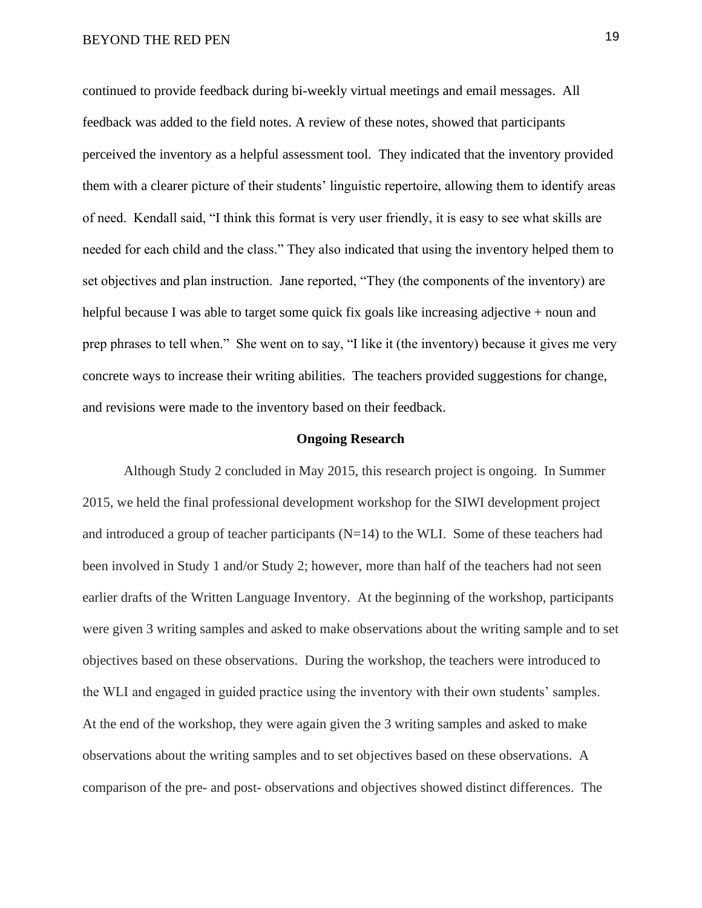continued to provide feedback during bi-weekly virtual meetings and email messages. All feedback was added to the field notes. A review of these notes, showed that participants perceived the inventory as a helpful assessment tool. They indicated that the inventory provided them with a clearer picture of their students' linguistic repertoire, allowing them to identify areas of need. Kendall said, "I think this format is very user friendly, it is easy to see what skills are needed for each child and the class." They also indicated that using the inventory helped them to set objectives and plan instruction. Jane reported, "They (the components of the inventory) are helpful because I was able to target some quick fix goals like increasing adjective + noun and prep phrases to tell when." She went on to say, "I like it (the inventory) because it gives me very concrete ways to increase their writing abilities. The teachers provided suggestions for change, and revisions were made to the inventory based on their feedback.

## Ongoing Research

Although Study 2 concluded in May 2015, this research project is ongoing. In Summer 2015, we held the final professional development workshop for the SIWI development project and introduced a group of teacher participants (N=14) to the WLI. Some of these teachers had been involved in Study 1 and/or Study 2; however, more than half of the teachers had not seen earlier drafts of the Written Language Inventory. At the beginning of the workshop, participants were given 3 writing samples and asked to make observations about the writing sample and to set objectives based on these observations. During the workshop, the teachers were introduced to the WLI and engaged in guided practice using the inventory with their own students' samples. At the end of the workshop, they were again given the 3 writing samples and asked to make observations about the writing samples and to set objectives based on these observations. A comparison of the pre- and post- observations and objectives showed distinct differences. The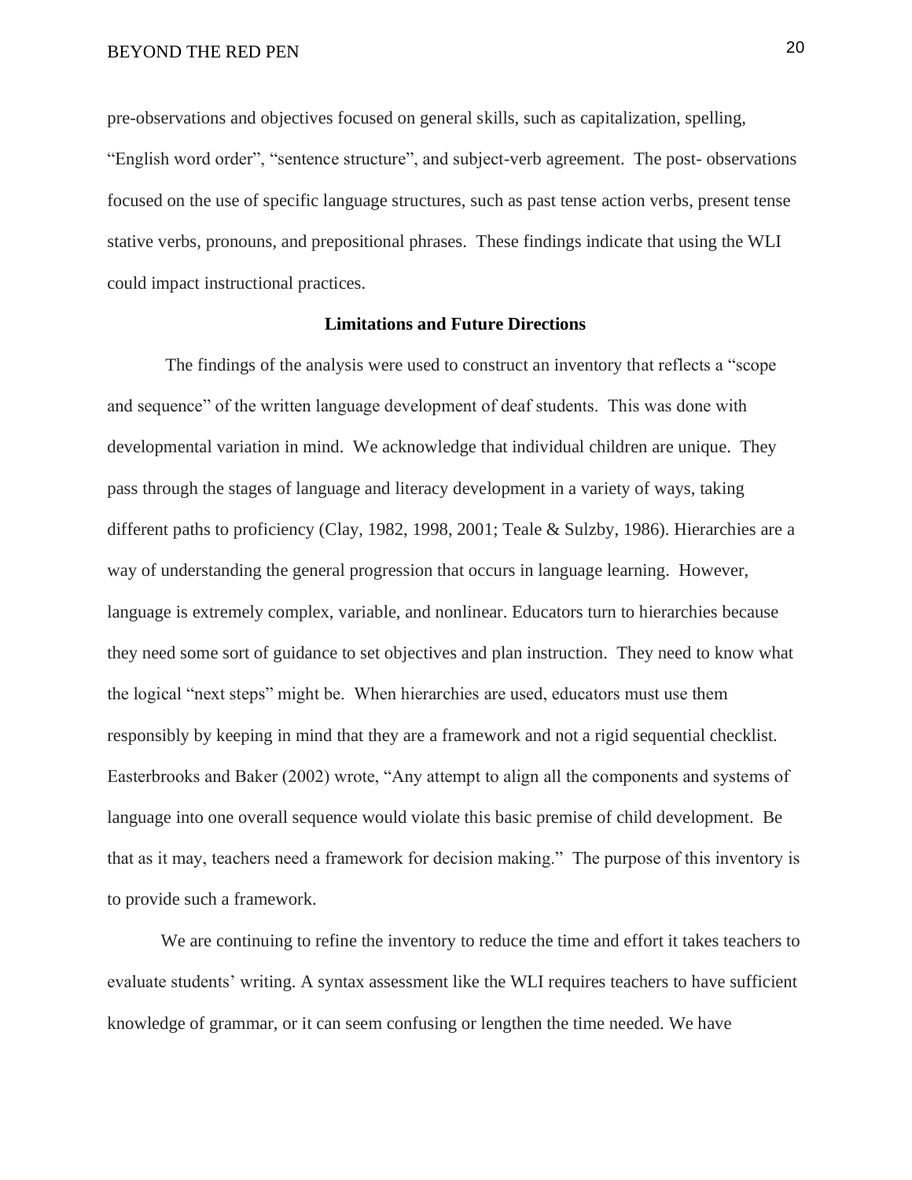pre-observations and objectives focused on general skills, such as capitalization, spelling, "English word order", "sentence structure", and subject-verb agreement. The post- observations focused on the use of specific language structures, such as past tense action verbs, present tense stative verbs, pronouns, and prepositional phrases. These findings indicate that using the WLI could impact instructional practices.

## Limitations and Future Directions

The findings of the analysis were used to construct an inventory that reflects a "scope and sequence" of the written language development of deaf students. This was done with developmental variation in mind. We acknowledge that individual children are unique. They pass through the stages of language and literacy development in a variety of ways, taking different paths to proficiency (Clay, 1982, 1998, 2001; Teale & Sulzby, 1986). Hierarchies are a way of understanding the general progression that occurs in language learning. However, language is extremely complex, variable, and nonlinear. Educators turn to hierarchies because they need some sort of guidance to set objectives and plan instruction. They need to know what the logical "next steps" might be. When hierarchies are used, educators must use them responsibly by keeping in mind that they are a framework and not a rigid sequential checklist. Easterbrooks and Baker (2002) wrote, "Any attempt to align all the components and systems of language into one overall sequence would violate this basic premise of child development. Be that as it may, teachers need a framework for decision making." The purpose of this inventory is to provide such a framework.

We are continuing to refine the inventory to reduce the time and effort it takes teachers to evaluate students' writing. A syntax assessment like the WLI requires teachers to have sufficient knowledge of grammar, or it can seem confusing or lengthen the time needed. We have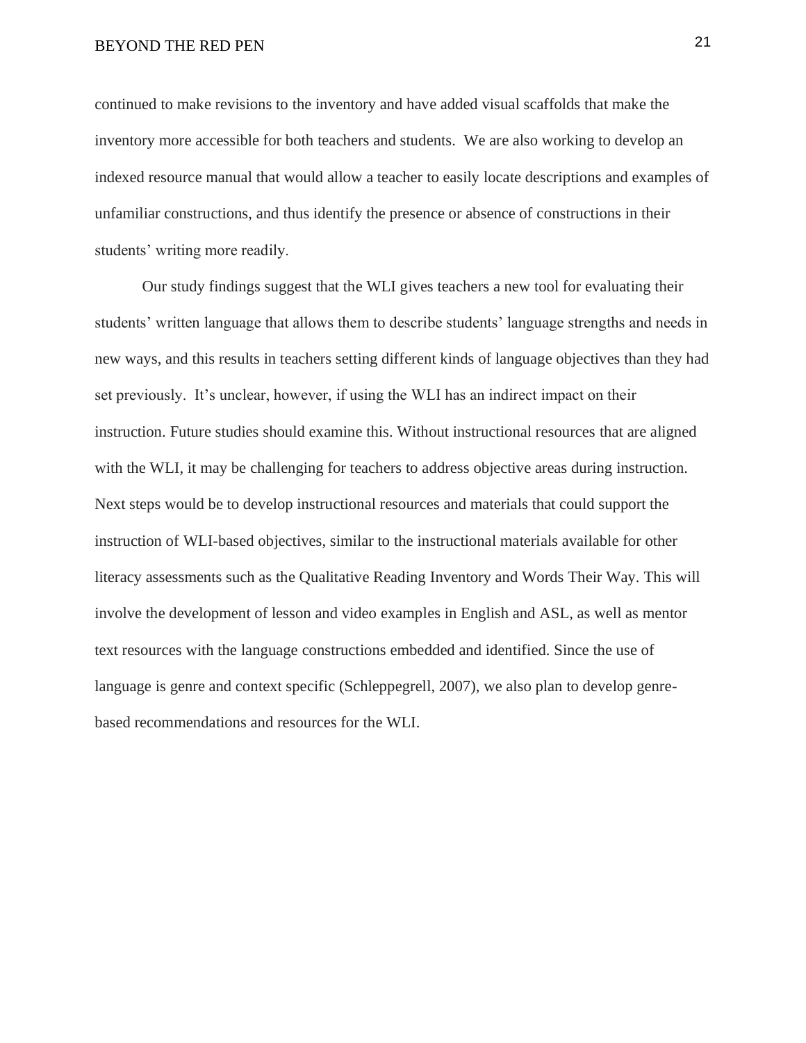continued to make revisions to the inventory and have added visual scaffolds that make the inventory more accessible for both teachers and students.  We are also working to develop an indexed resource manual that would allow a teacher to easily locate descriptions and examples of unfamiliar constructions, and thus identify the presence or absence of constructions in their students' writing more readily.

Our study findings suggest that the WLI gives teachers a new tool for evaluating their students' written language that allows them to describe students' language strengths and needs in new ways, and this results in teachers setting different kinds of language objectives than they had set previously.  It's unclear, however, if using the WLI has an indirect impact on their instruction. Future studies should examine this. Without instructional resources that are aligned with the WLI, it may be challenging for teachers to address objective areas during instruction. Next steps would be to develop instructional resources and materials that could support the instruction of WLI-based objectives, similar to the instructional materials available for other literacy assessments such as the Qualitative Reading Inventory and Words Their Way. This will involve the development of lesson and video examples in English and ASL, as well as mentor text resources with the language constructions embedded and identified. Since the use of language is genre and context specific (Schleppegrell, 2007), we also plan to develop genre-based recommendations and resources for the WLI.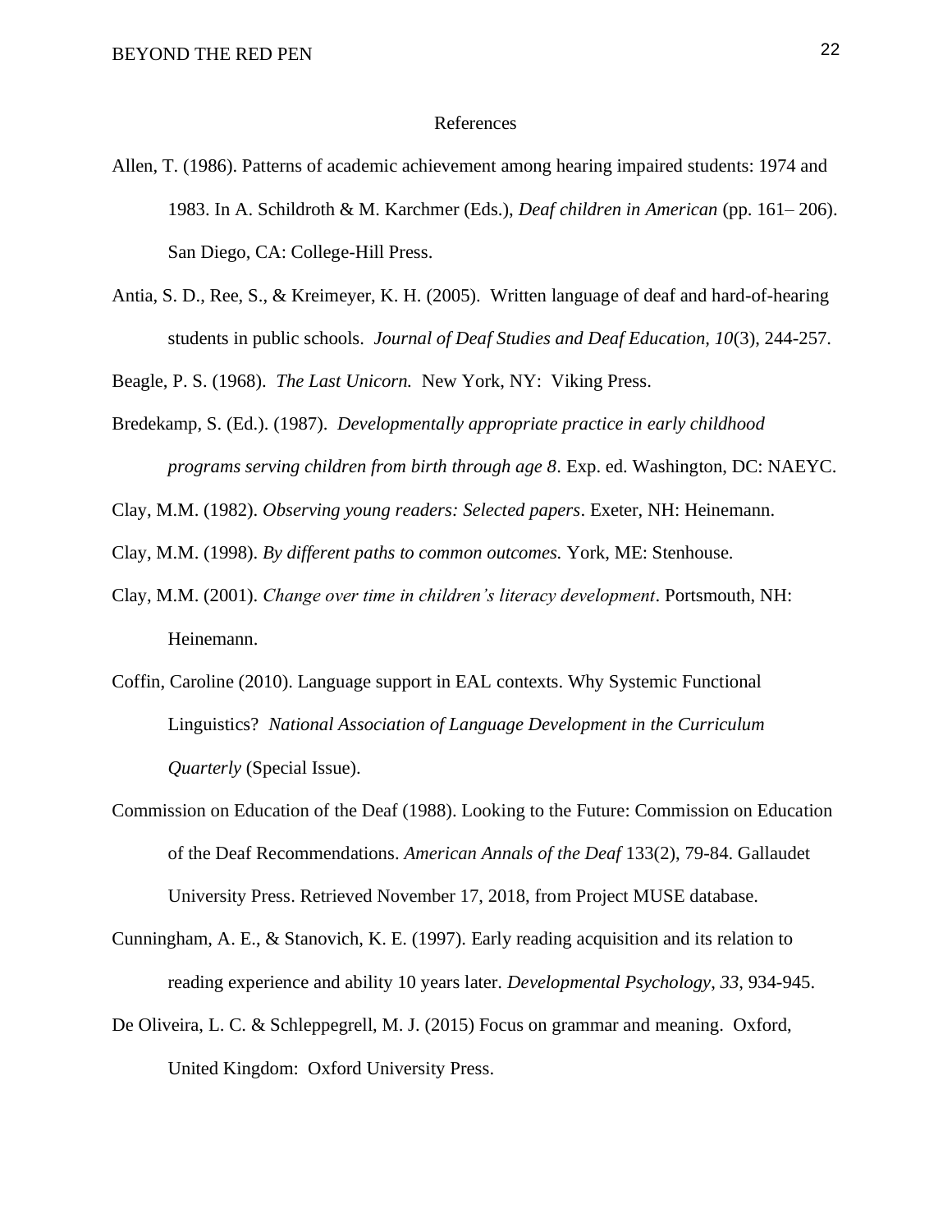# References

Allen, T. (1986). Patterns of academic achievement among hearing impaired students: 1974 and 1983. In A. Schildroth & M. Karchmer (Eds.), *Deaf children in American* (pp. 161– 206). San Diego, CA: College-Hill Press.

Antia, S. D., Ree, S., & Kreimeyer, K. H. (2005). Written language of deaf and hard-of-hearing students in public schools. *Journal of Deaf Studies and Deaf Education, 10*(3), 244-257.

Beagle, P. S. (1968). *The Last Unicorn.* New York, NY: Viking Press.

Bredekamp, S. (Ed.). (1987). *Developmentally appropriate practice in early childhood programs serving children from birth through age 8*. Exp. ed. Washington, DC: NAEYC.

Clay, M.M. (1982). *Observing young readers: Selected papers*. Exeter, NH: Heinemann.

Clay, M.M. (1998). *By different paths to common outcomes.* York, ME: Stenhouse.

Clay, M.M. (2001). *Change over time in children's literacy development*. Portsmouth, NH: Heinemann.

Coffin, Caroline (2010). Language support in EAL contexts. Why Systemic Functional Linguistics? *National Association of Language Development in the Curriculum Quarterly* (Special Issue).

Commission on Education of the Deaf (1988). Looking to the Future: Commission on Education of the Deaf Recommendations. *American Annals of the Deaf* 133(2), 79-84. Gallaudet University Press. Retrieved November 17, 2018, from Project MUSE database.

Cunningham, A. E., & Stanovich, K. E. (1997). Early reading acquisition and its relation to reading experience and ability 10 years later. *Developmental Psychology*, *33*, 934-945.

De Oliveira, L. C. & Schleppegrell, M. J. (2015) Focus on grammar and meaning. Oxford, United Kingdom: Oxford University Press.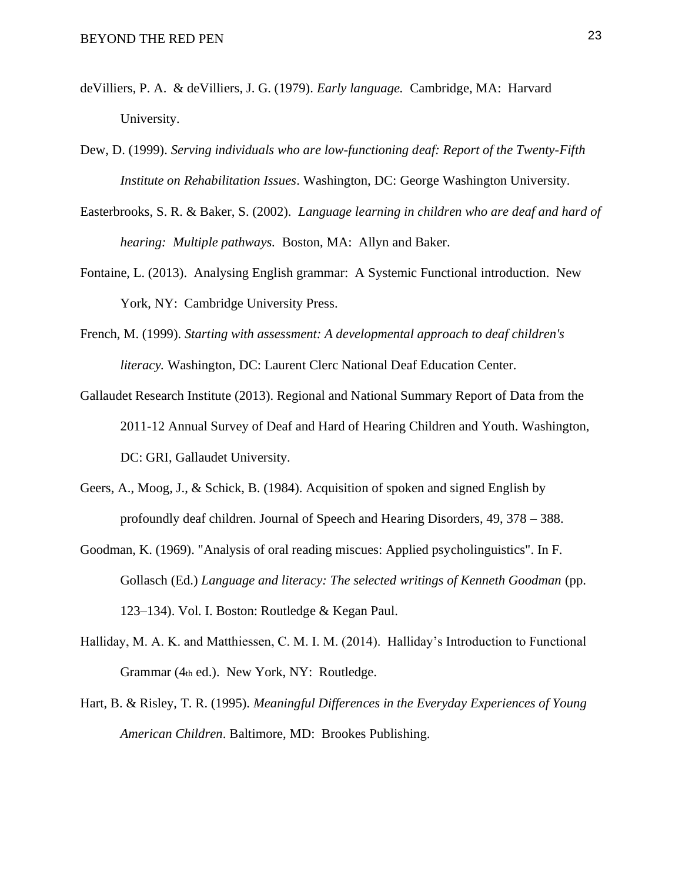deVilliers, P. A. & deVilliers, J. G. (1979). *Early language.* Cambridge, MA: Harvard University.

Dew, D. (1999). *Serving individuals who are low-functioning deaf: Report of the Twenty-Fifth Institute on Rehabilitation Issues*. Washington, DC: George Washington University.

Easterbrooks, S. R. & Baker, S. (2002). *Language learning in children who are deaf and hard of hearing: Multiple pathways.* Boston, MA: Allyn and Baker.

Fontaine, L. (2013). Analysing English grammar: A Systemic Functional introduction. New York, NY: Cambridge University Press.

French, M. (1999). *Starting with assessment: A developmental approach to deaf children's literacy.* Washington, DC: Laurent Clerc National Deaf Education Center.

Gallaudet Research Institute (2013). Regional and National Summary Report of Data from the 2011-12 Annual Survey of Deaf and Hard of Hearing Children and Youth. Washington, DC: GRI, Gallaudet University.

Geers, A., Moog, J., & Schick, B. (1984). Acquisition of spoken and signed English by profoundly deaf children. Journal of Speech and Hearing Disorders, 49, 378 – 388.

Goodman, K. (1969). "Analysis of oral reading miscues: Applied psycholinguistics". In F. Gollasch (Ed.) *Language and literacy: The selected writings of Kenneth Goodman* (pp. 123–134). Vol. I. Boston: Routledge & Kegan Paul.

Halliday, M. A. K. and Matthiessen, C. M. I. M. (2014). Halliday's Introduction to Functional Grammar (4th ed.). New York, NY: Routledge.

Hart, B. & Risley, T. R. (1995). *Meaningful Differences in the Everyday Experiences of Young American Children*. Baltimore, MD: Brookes Publishing.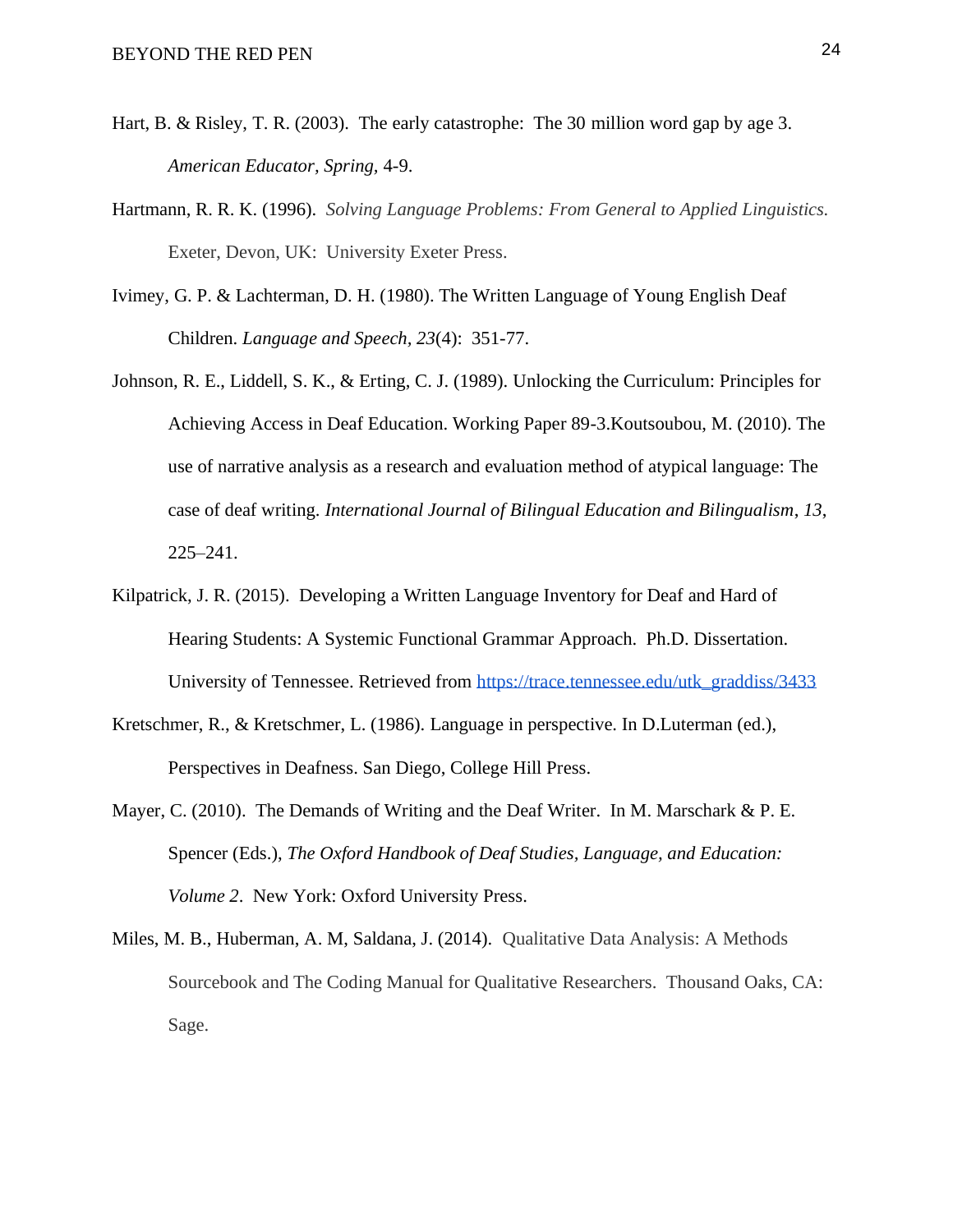Hart, B. & Risley, T. R. (2003). The early catastrophe: The 30 million word gap by age 3. *American Educator, Spring*, 4-9.

Hartmann, R. R. K. (1996). *Solving Language Problems: From General to Applied Linguistics.* Exeter, Devon, UK: University Exeter Press.

Ivimey, G. P. & Lachterman, D. H. (1980). The Written Language of Young English Deaf Children. *Language and Speech, 23*(4): 351-77.

Johnson, R. E., Liddell, S. K., & Erting, C. J. (1989). Unlocking the Curriculum: Principles for Achieving Access in Deaf Education. Working Paper 89-3.Koutsoubou, M. (2010). The use of narrative analysis as a research and evaluation method of atypical language: The case of deaf writing. *International Journal of Bilingual Education and Bilingualism*, *13*, 225–241.

Kilpatrick, J. R. (2015). Developing a Written Language Inventory for Deaf and Hard of Hearing Students: A Systemic Functional Grammar Approach. Ph.D. Dissertation. University of Tennessee. Retrieved from https://trace.tennessee.edu/utk_graddiss/3433

Kretschmer, R., & Kretschmer, L. (1986). Language in perspective. In D.Luterman (ed.), Perspectives in Deafness. San Diego, College Hill Press.

Mayer, C. (2010). The Demands of Writing and the Deaf Writer. In M. Marschark & P. E. Spencer (Eds.), *The Oxford Handbook of Deaf Studies, Language, and Education: Volume 2*. New York: Oxford University Press.

Miles, M. B., Huberman, A. M, Saldana, J. (2014). Qualitative Data Analysis: A Methods Sourcebook and The Coding Manual for Qualitative Researchers. Thousand Oaks, CA: Sage.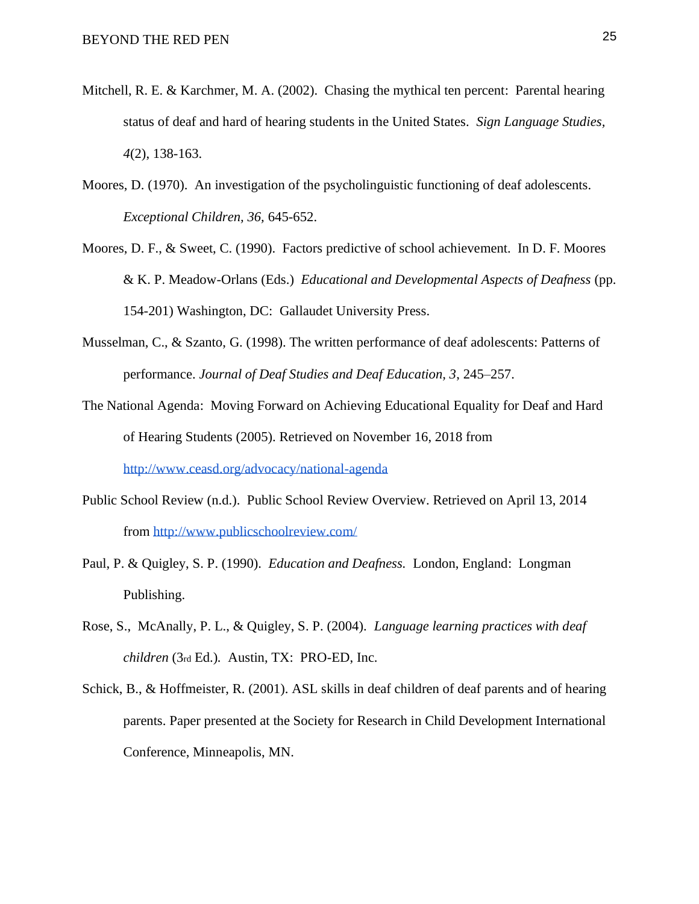Mitchell, R. E. & Karchmer, M. A. (2002). Chasing the mythical ten percent: Parental hearing status of deaf and hard of hearing students in the United States. *Sign Language Studies, 4*(2), 138-163.

Moores, D. (1970). An investigation of the psycholinguistic functioning of deaf adolescents. *Exceptional Children, 36,* 645-652.

Moores, D. F., & Sweet, C. (1990). Factors predictive of school achievement. In D. F. Moores & K. P. Meadow-Orlans (Eds.) *Educational and Developmental Aspects of Deafness* (pp. 154-201) Washington, DC: Gallaudet University Press.

Musselman, C., & Szanto, G. (1998). The written performance of deaf adolescents: Patterns of performance. *Journal of Deaf Studies and Deaf Education, 3*, 245–257.

The National Agenda: Moving Forward on Achieving Educational Equality for Deaf and Hard of Hearing Students (2005). Retrieved on November 16, 2018 from http://www.ceasd.org/advocacy/national-agenda

Public School Review (n.d.). Public School Review Overview. Retrieved on April 13, 2014 from http://www.publicschoolreview.com/

Paul, P. & Quigley, S. P. (1990). *Education and Deafness.* London, England: Longman Publishing.

Rose, S., McAnally, P. L., & Quigley, S. P. (2004). *Language learning practices with deaf children* (3rd Ed.). Austin, TX: PRO-ED, Inc.

Schick, B., & Hoffmeister, R. (2001). ASL skills in deaf children of deaf parents and of hearing parents. Paper presented at the Society for Research in Child Development International Conference, Minneapolis, MN.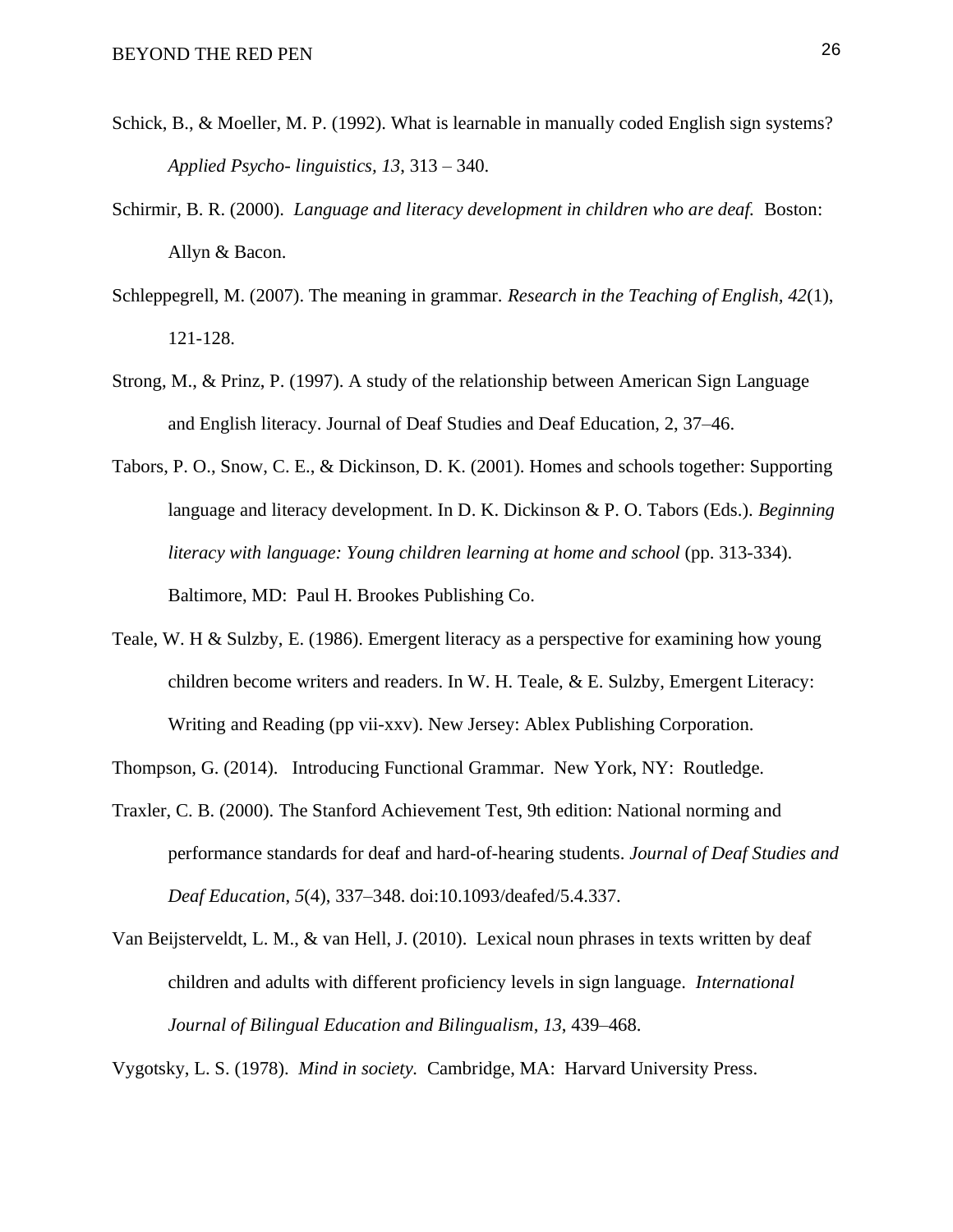Schick, B., & Moeller, M. P. (1992). What is learnable in manually coded English sign systems? *Applied Psycho- linguistics, 13*, 313 – 340.

Schirmir, B. R. (2000). *Language and literacy development in children who are deaf.* Boston: Allyn & Bacon.

Schleppegrell, M. (2007). The meaning in grammar. *Research in the Teaching of English, 42*(1), 121-128.

Strong, M., & Prinz, P. (1997). A study of the relationship between American Sign Language and English literacy. Journal of Deaf Studies and Deaf Education, 2, 37–46.

Tabors, P. O., Snow, C. E., & Dickinson, D. K. (2001). Homes and schools together: Supporting language and literacy development. In D. K. Dickinson & P. O. Tabors (Eds.). *Beginning literacy with language: Young children learning at home and school* (pp. 313-334). Baltimore, MD: Paul H. Brookes Publishing Co.

Teale, W. H & Sulzby, E. (1986). Emergent literacy as a perspective for examining how young children become writers and readers. In W. H. Teale, & E. Sulzby, Emergent Literacy: Writing and Reading (pp vii-xxv). New Jersey: Ablex Publishing Corporation.

Thompson, G. (2014). Introducing Functional Grammar. New York, NY: Routledge.

Traxler, C. B. (2000). The Stanford Achievement Test, 9th edition: National norming and performance standards for deaf and hard-of-hearing students. *Journal of Deaf Studies and Deaf Education, 5*(4), 337–348. doi:10.1093/deafed/5.4.337.

Van Beijsterveldt, L. M., & van Hell, J. (2010). Lexical noun phrases in texts written by deaf children and adults with different proficiency levels in sign language. *International Journal of Bilingual Education and Bilingualism, 13*, 439–468.

Vygotsky, L. S. (1978). *Mind in society.* Cambridge, MA: Harvard University Press.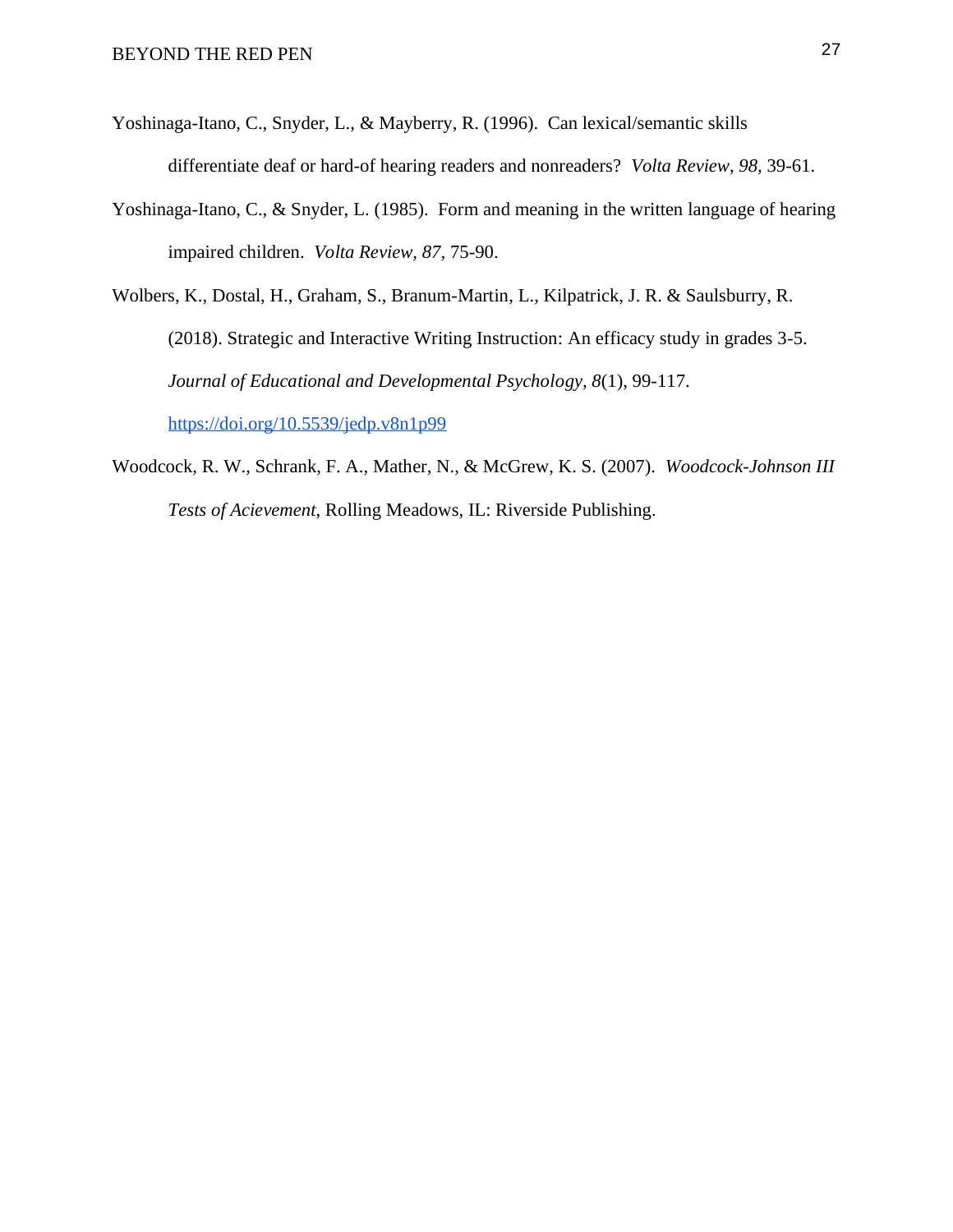Yoshinaga-Itano, C., Snyder, L., & Mayberry, R. (1996). Can lexical/semantic skills differentiate deaf or hard-of hearing readers and nonreaders? *Volta Review, 98,* 39-61.

Yoshinaga-Itano, C., & Snyder, L. (1985). Form and meaning in the written language of hearing impaired children. *Volta Review, 87,* 75-90.

Wolbers, K., Dostal, H., Graham, S., Branum-Martin, L., Kilpatrick, J. R. & Saulsburry, R. (2018). Strategic and Interactive Writing Instruction: An efficacy study in grades 3-5. *Journal of Educational and Developmental Psychology, 8*(1), 99-117. https://doi.org/10.5539/jedp.v8n1p99

Woodcock, R. W., Schrank, F. A., Mather, N., & McGrew, K. S. (2007). *Woodcock-Johnson III Tests of Acievement*, Rolling Meadows, IL: Riverside Publishing.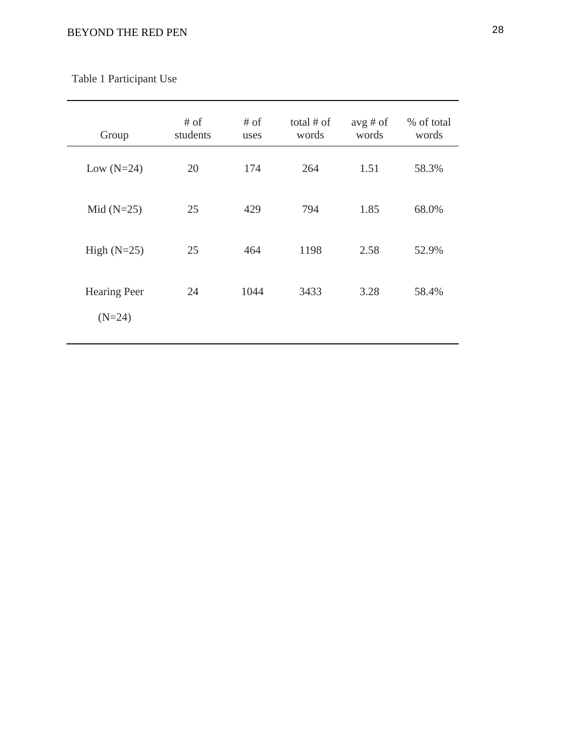Table 1 Participant Use

| Group | # of students | # of uses | total # of words | avg # of words | % of total words |
|---|---|---|---|---|---|
| Low (N=24) | 20 | 174 | 264 | 1.51 | 58.3% |
| Mid (N=25) | 25 | 429 | 794 | 1.85 | 68.0% |
| High (N=25) | 25 | 464 | 1198 | 2.58 | 52.9% |
| Hearing Peer (N=24) | 24 | 1044 | 3433 | 3.28 | 58.4% |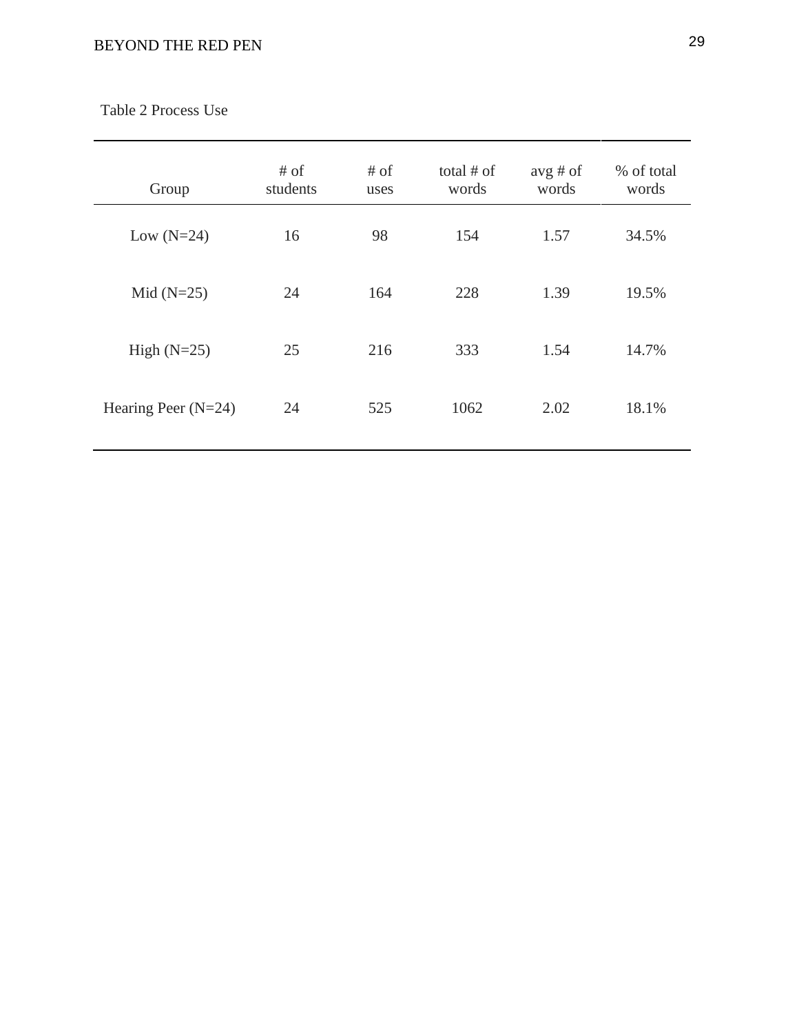Table 2 Process Use

| Group | # of students | # of uses | total # of words | avg # of words | % of total words |
|---|---|---|---|---|---|
| Low (N=24) | 16 | 98 | 154 | 1.57 | 34.5% |
| Mid (N=25) | 24 | 164 | 228 | 1.39 | 19.5% |
| High (N=25) | 25 | 216 | 333 | 1.54 | 14.7% |
| Hearing Peer (N=24) | 24 | 525 | 1062 | 2.02 | 18.1% |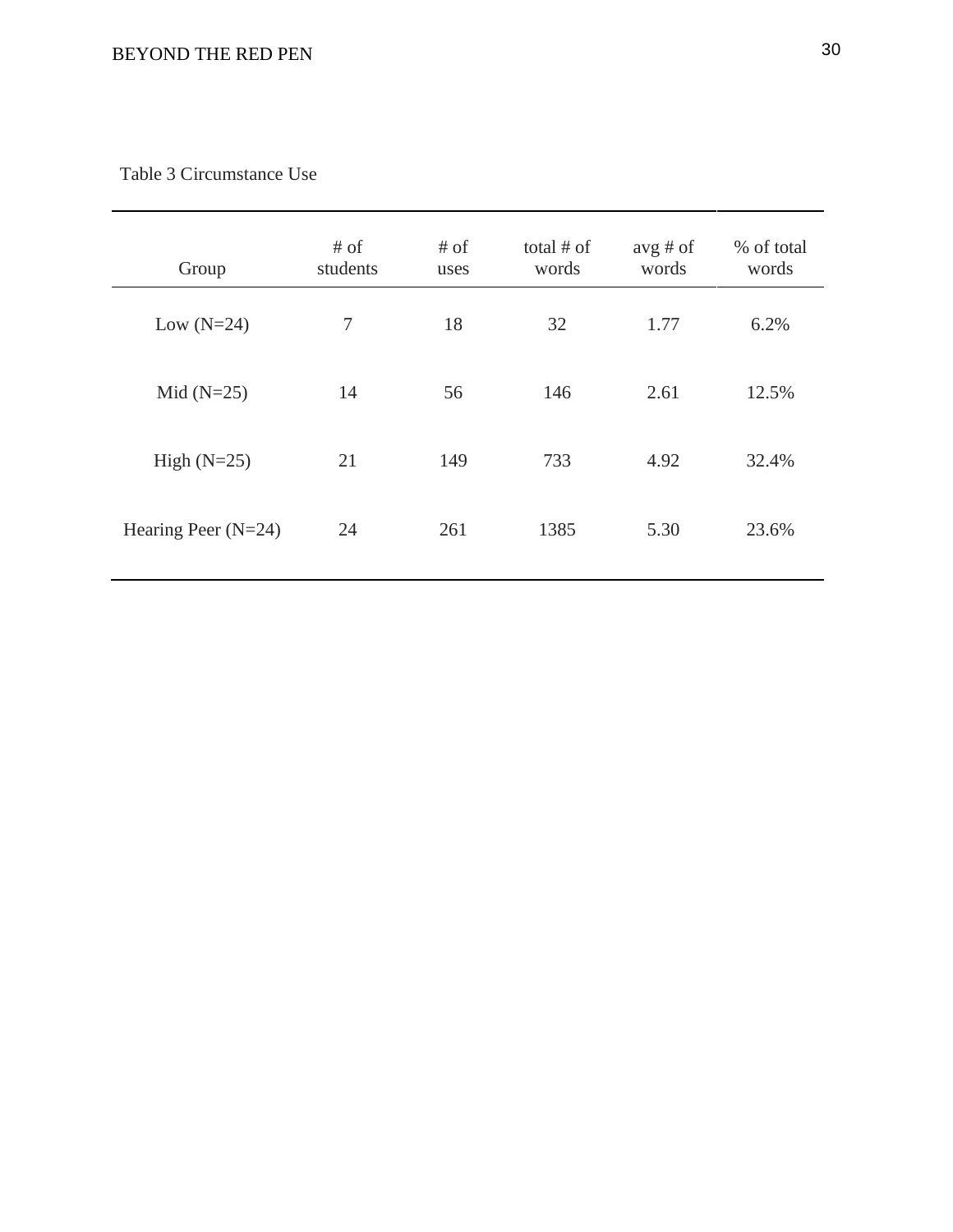Table 3 Circumstance Use

| Group | # of students | # of uses | total # of words | avg # of words | % of total words |
|---|---|---|---|---|---|
| Low (N=24) | 7 | 18 | 32 | 1.77 | 6.2% |
| Mid (N=25) | 14 | 56 | 146 | 2.61 | 12.5% |
| High (N=25) | 21 | 149 | 733 | 4.92 | 32.4% |
| Hearing Peer (N=24) | 24 | 261 | 1385 | 5.30 | 23.6% |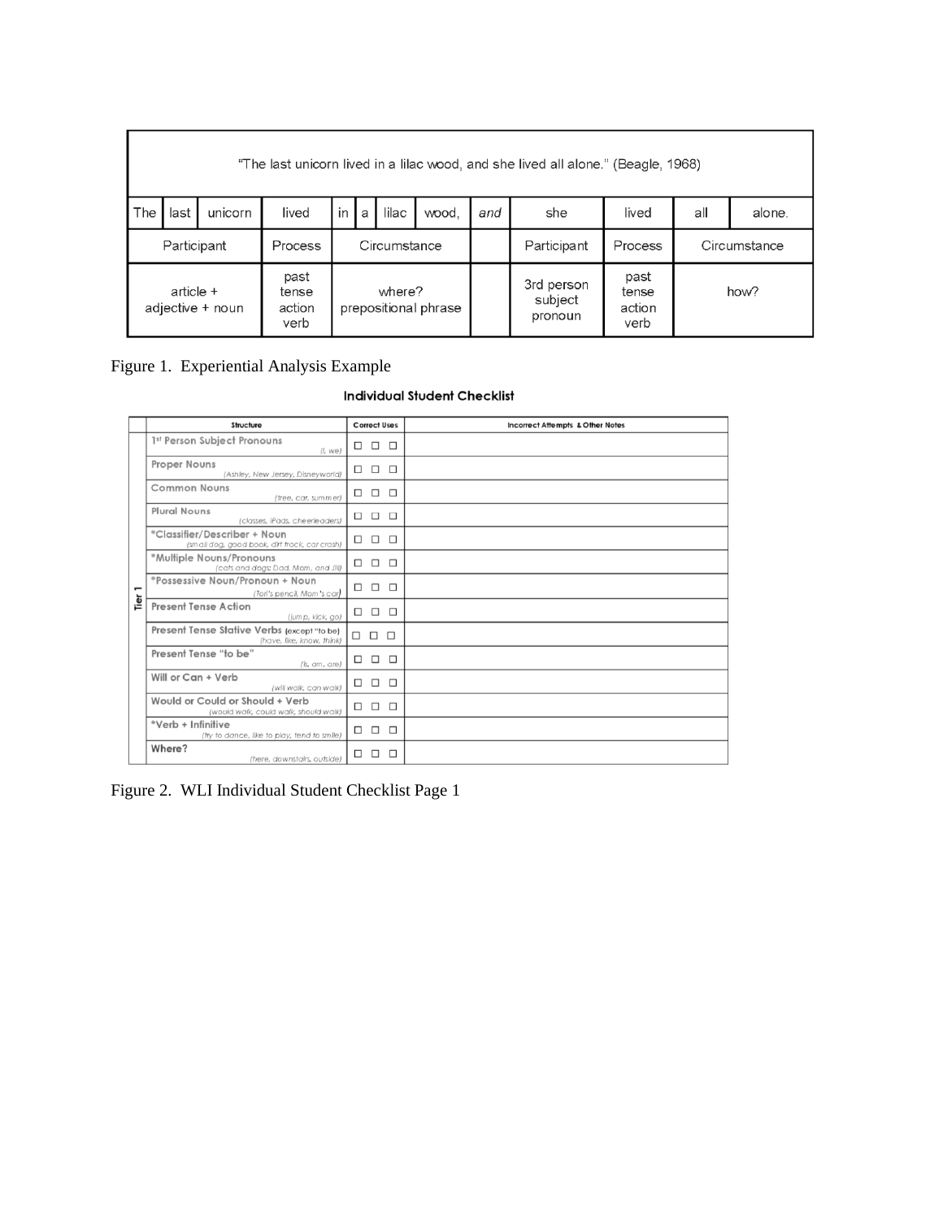| "The last unicorn lived in a lilac wood, and she lived all alone." (Beagle, 1968) | | | | | | | | | | | | | |
|---|---|---|---|---|---|---|---|---|---|---|---|---|---|
| The | last | unicorn | lived | in | a | lilac | wood, | *and* | she | lived | all | alone. |
| Participant | | | Process | Circumstance | | | | | Participant | Process | Circumstance | |
| article + adjective + noun | | | past tense action verb | where? prepositional phrase | | | | | 3rd person subject pronoun | past tense action verb | how? | |

Figure 1. Experiential Analysis Example

**Individual Student Checklist**

| | Structure | Correct Uses | Incorrect Attempts & Other Notes |
|---|---|---|---|
| Tier 1 | 1st Person Subject Pronouns *(I, we)* | ☐ ☐ ☐ | |
| | Proper Nouns *(Ashley, New Jersey, Disneyworld)* | ☐ ☐ ☐ | |
| | Common Nouns *(tree, car, summer)* | ☐ ☐ ☐ | |
| | Plural Nouns *(classes, iPads, cheerleaders)* | ☐ ☐ ☐ | |
| | *Classifier/Describer + Noun *(small dog, good book, dirt track, car crash)* | ☐ ☐ ☐ | |
| | *Multiple Nouns/Pronouns *(cats and dogs; Dad, Mom, and Jill)* | ☐ ☐ ☐ | |
| | *Possessive Noun/Pronoun + Noun *(Tori's pencil, Mom's car)* | ☐ ☐ ☐ | |
| | Present Tense Action *(jump, kick, go)* | ☐ ☐ ☐ | |
| | Present Tense Stative Verbs (except "to be") *(have, like, know, think)* | ☐ ☐ ☐ | |
| | Present Tense "to be" *(is, am, are)* | ☐ ☐ ☐ | |
| | Will or Can + Verb *(will walk, can walk)* | ☐ ☐ ☐ | |
| | Would or Could or Should + Verb *(would walk, could walk, should walk)* | ☐ ☐ ☐ | |
| | *Verb + Infinitive *(try to dance, like to play, tend to smile)* | ☐ ☐ ☐ | |
| | Where? *(here, downstairs, outside)* | ☐ ☐ ☐ | |

Figure 2. WLI Individual Student Checklist Page 1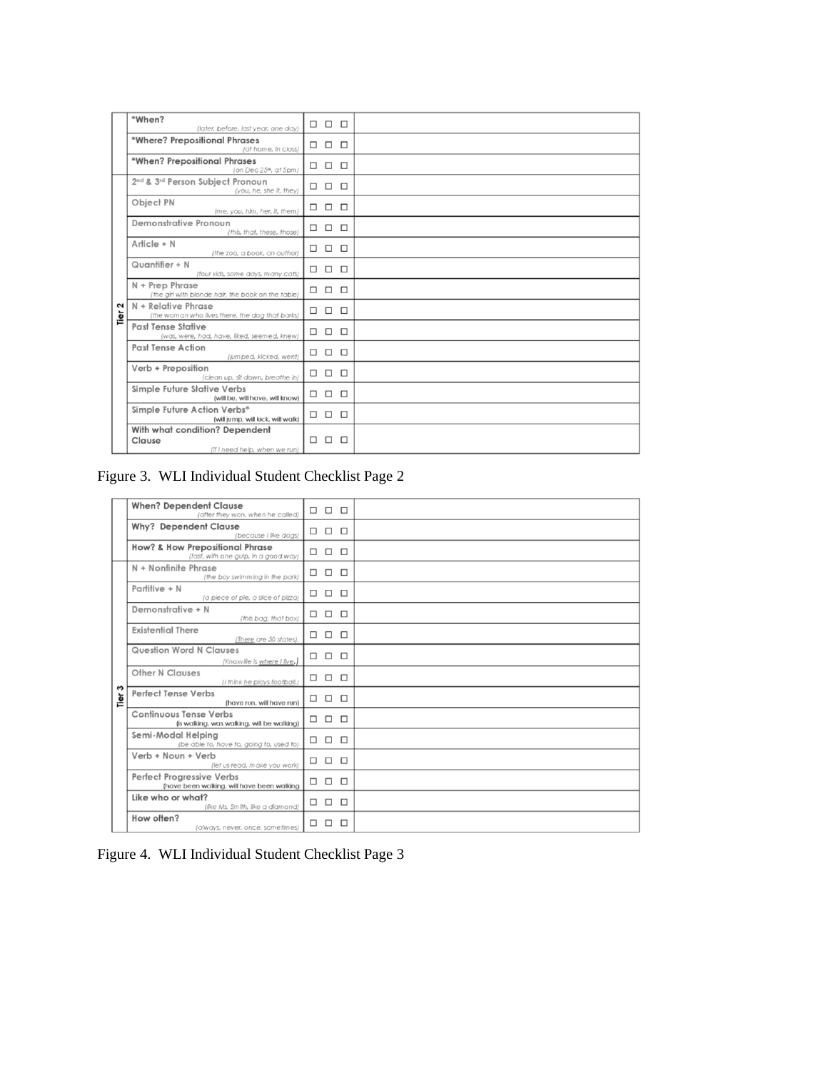| | | | |
|---|---|---|---|
| | *When? (later, before, last year, one day) | ☐ ☐ ☐ | |
| | *Where? Prepositional Phrases (at home, in class) | ☐ ☐ ☐ | |
| | *When? Prepositional Phrases (on Dec 25th, at 5pm) | ☐ ☐ ☐ | |
| Tier 2 | 2nd & 3rd Person Subject Pronoun (you, he, she it, they) | ☐ ☐ ☐ | |
| | Object PN (me, you, him, her, it, them) | ☐ ☐ ☐ | |
| | Demonstrative Pronoun (this, that, these, those) | ☐ ☐ ☐ | |
| | Article + N (the zoo, a book, an author) | ☐ ☐ ☐ | |
| | Quantifier + N (four kids, some days, many cats) | ☐ ☐ ☐ | |
| | N + Prep Phrase (the girl with blonde hair, the book on the table) | ☐ ☐ ☐ | |
| | N + Relative Phrase (the woman who lives there, the dog that barks) | ☐ ☐ ☐ | |
| | Past Tense Stative (was, were, had, have, liked, seemed, knew) | ☐ ☐ ☐ | |
| | Past Tense Action (jumped, kicked, went) | ☐ ☐ ☐ | |
| | Verb + Preposition (clean up, sit down, breathe in) | ☐ ☐ ☐ | |
| | Simple Future Stative Verbs (will be, will have, will know) | ☐ ☐ ☐ | |
| | Simple Future Action Verbs* (will jump, will kick, will walk) | ☐ ☐ ☐ | |
| | With what condition? Dependent Clause (if I need help, when we run) | ☐ ☐ ☐ | |

Figure 3. WLI Individual Student Checklist Page 2

| | | | |
|---|---|---|---|
| | When? Dependent Clause (after they won, when he called) | ☐ ☐ ☐ | |
| | Why? Dependent Clause (because I like dogs) | ☐ ☐ ☐ | |
| | How? & How Prepositional Phrase (fast, with one gulp, in a good way) | ☐ ☐ ☐ | |
| Tier 3 | N + Nonfinite Phrase (the boy swimming in the park) | ☐ ☐ ☐ | |
| | Partitive + N (a piece of pie, a slice of pizza) | ☐ ☐ ☐ | |
| | Demonstrative + N (this bag, that box) | ☐ ☐ ☐ | |
| | Existential There (There are 50 states). | ☐ ☐ ☐ | |
| | Question Word N Clauses (Knoxville is where I live.) | ☐ ☐ ☐ | |
| | Other N Clauses (I think he plays football.) | ☐ ☐ ☐ | |
| | Perfect Tense Verbs (have run, will have run) | ☐ ☐ ☐ | |
| | Continuous Tense Verbs (is walking, was walking, will be walking) | ☐ ☐ ☐ | |
| | Semi-Modal Helping (be able to, have to, going to, used to) | ☐ ☐ ☐ | |
| | Verb + Noun + Verb (let us read, make you work) | ☐ ☐ ☐ | |
| | Perfect Progressive Verbs (have been walking, will have been walking | ☐ ☐ ☐ | |
| | Like who or what? (like Ms. Smith, like a diamond) | ☐ ☐ ☐ | |
| | How often? (always, never, once, sometimes) | ☐ ☐ ☐ | |

Figure 4. WLI Individual Student Checklist Page 3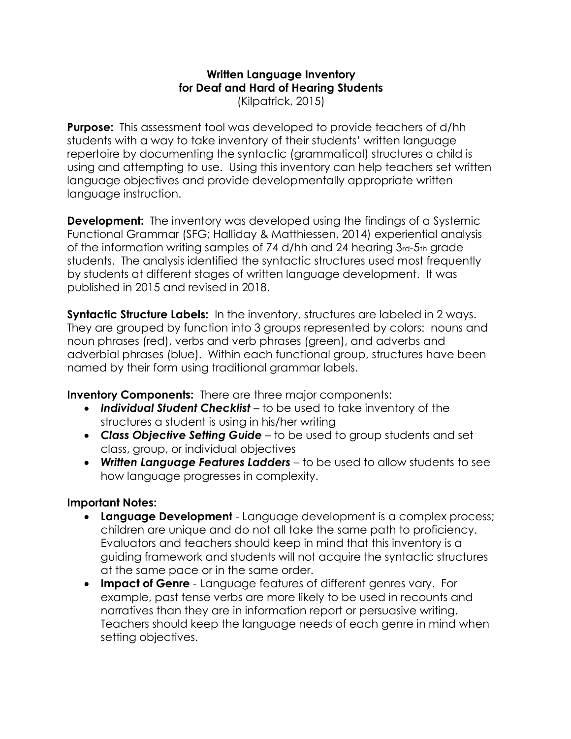# Written Language Inventory for Deaf and Hard of Hearing Students

(Kilpatrick, 2015)

**Purpose:** This assessment tool was developed to provide teachers of d/hh students with a way to take inventory of their students' written language repertoire by documenting the syntactic (grammatical) structures a child is using and attempting to use. Using this inventory can help teachers set written language objectives and provide developmentally appropriate written language instruction.

**Development:** The inventory was developed using the findings of a Systemic Functional Grammar (SFG; Halliday & Matthiessen, 2014) experiential analysis of the information writing samples of 74 d/hh and 24 hearing 3rd-5th grade students. The analysis identified the syntactic structures used most frequently by students at different stages of written language development. It was published in 2015 and revised in 2018.

**Syntactic Structure Labels:** In the inventory, structures are labeled in 2 ways. They are grouped by function into 3 groups represented by colors: nouns and noun phrases (red), verbs and verb phrases (green), and adverbs and adverbial phrases (blue). Within each functional group, structures have been named by their form using traditional grammar labels.

**Inventory Components:** There are three major components:

- ***Individual Student Checklist*** – to be used to take inventory of the structures a student is using in his/her writing
- ***Class Objective Setting Guide*** – to be used to group students and set class, group, or individual objectives
- ***Written Language Features Ladders*** – to be used to allow students to see how language progresses in complexity.

**Important Notes:**

- **Language Development** - Language development is a complex process; children are unique and do not all take the same path to proficiency. Evaluators and teachers should keep in mind that this inventory is a guiding framework and students will not acquire the syntactic structures at the same pace or in the same order.
- **Impact of Genre** - Language features of different genres vary. For example, past tense verbs are more likely to be used in recounts and narratives than they are in information report or persuasive writing. Teachers should keep the language needs of each genre in mind when setting objectives.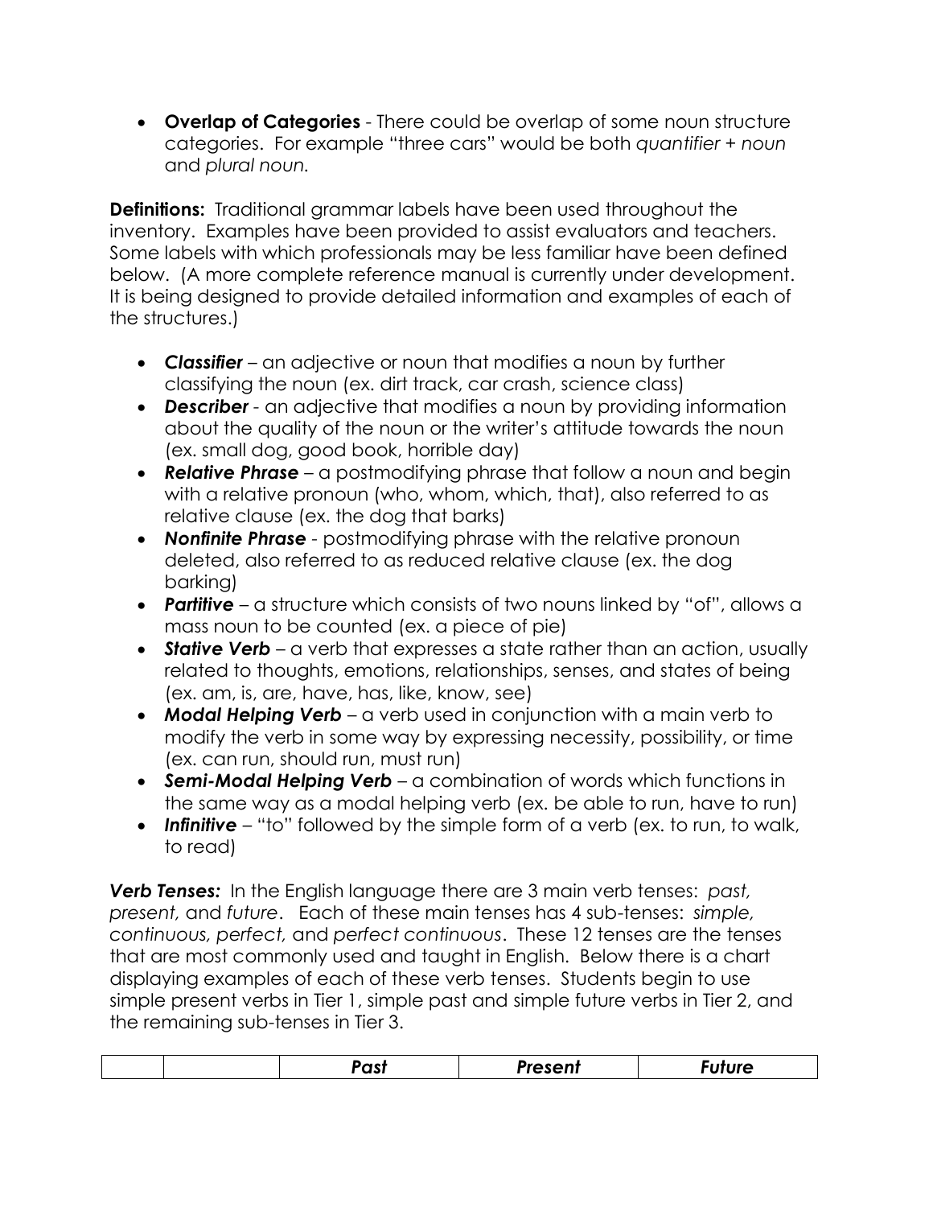- **Overlap of Categories** - There could be overlap of some noun structure categories. For example "three cars" would be both *quantifier + noun* and *plural noun.*

**Definitions:** Traditional grammar labels have been used throughout the inventory. Examples have been provided to assist evaluators and teachers. Some labels with which professionals may be less familiar have been defined below. (A more complete reference manual is currently under development. It is being designed to provide detailed information and examples of each of the structures.)

- ***Classifier*** – an adjective or noun that modifies a noun by further classifying the noun (ex. dirt track, car crash, science class)
- ***Describer*** - an adjective that modifies a noun by providing information about the quality of the noun or the writer's attitude towards the noun (ex. small dog, good book, horrible day)
- ***Relative Phrase*** – a postmodifying phrase that follow a noun and begin with a relative pronoun (who, whom, which, that), also referred to as relative clause (ex. the dog that barks)
- ***Nonfinite Phrase*** - postmodifying phrase with the relative pronoun deleted, also referred to as reduced relative clause (ex. the dog barking)
- ***Partitive*** – a structure which consists of two nouns linked by "of", allows a mass noun to be counted (ex. a piece of pie)
- ***Stative Verb*** – a verb that expresses a state rather than an action, usually related to thoughts, emotions, relationships, senses, and states of being (ex. am, is, are, have, has, like, know, see)
- ***Modal Helping Verb*** – a verb used in conjunction with a main verb to modify the verb in some way by expressing necessity, possibility, or time (ex. can run, should run, must run)
- ***Semi-Modal Helping Verb*** – a combination of words which functions in the same way as a modal helping verb (ex. be able to run, have to run)
- ***Infinitive*** – "to" followed by the simple form of a verb (ex. to run, to walk, to read)

***Verb Tenses:*** In the English language there are 3 main verb tenses: *past, present,* and *future*. Each of these main tenses has 4 sub-tenses: *simple, continuous, perfect,* and *perfect continuous*. These 12 tenses are the tenses that are most commonly used and taught in English. Below there is a chart displaying examples of each of these verb tenses. Students begin to use simple present verbs in Tier 1, simple past and simple future verbs in Tier 2, and the remaining sub-tenses in Tier 3.

| | | ***Past*** | ***Present*** | ***Future*** |
|---|---|---|---|---|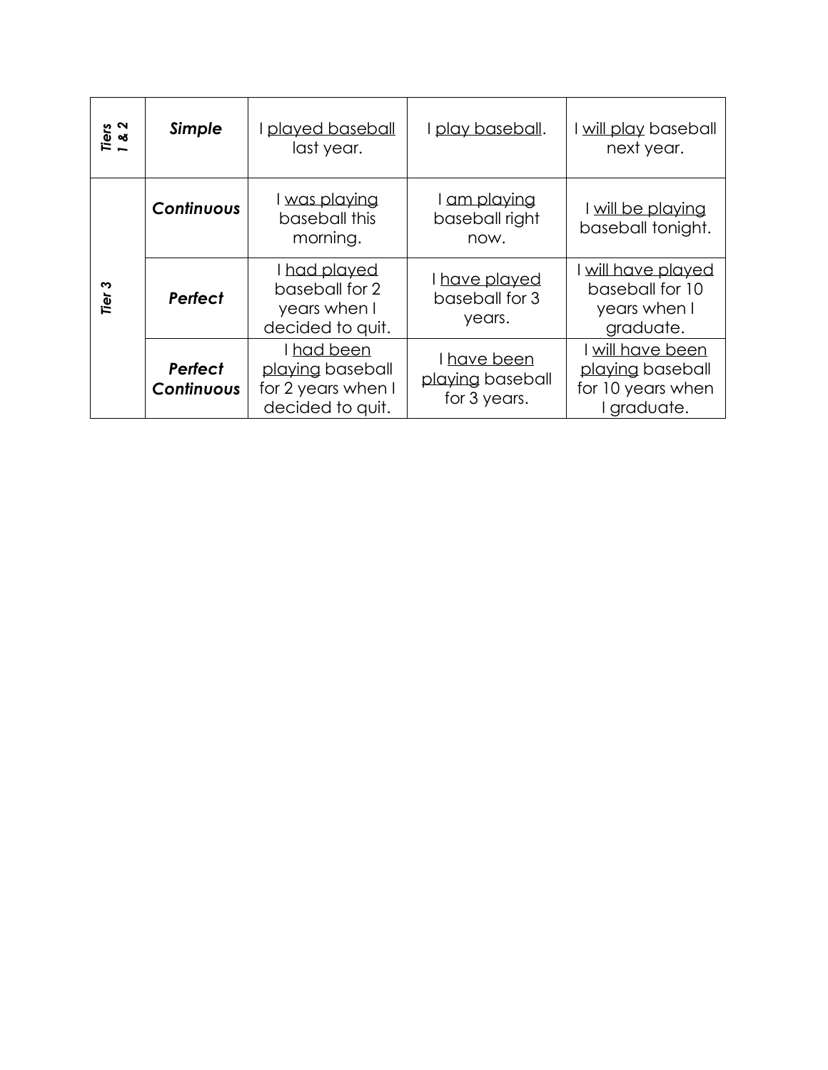| | | | | |
|---|---|---|---|---|
| ***Tiers 1 & 2*** | ***Simple*** | I played baseball last year. | I play baseball. | I will play baseball next year. |
| ***Tier 3*** | ***Continuous*** | I was playing baseball this morning. | I am playing baseball right now. | I will be playing baseball tonight. |
| | ***Perfect*** | I had played baseball for 2 years when I decided to quit. | I have played baseball for 3 years. | I will have played baseball for 10 years when I graduate. |
| | ***Perfect Continuous*** | I had been playing baseball for 2 years when I decided to quit. | I have been playing baseball for 3 years. | I will have been playing baseball for 10 years when I graduate. |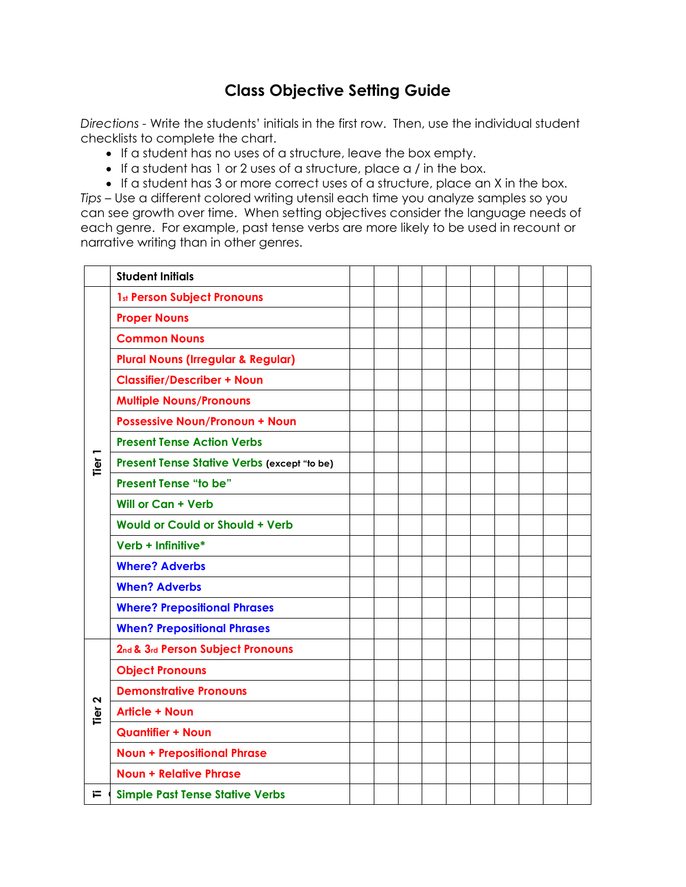# Class Objective Setting Guide

*Directions* - Write the students' initials in the first row. Then, use the individual student checklists to complete the chart.

- If a student has no uses of a structure, leave the box empty.
- If a student has 1 or 2 uses of a structure, place a / in the box.
- If a student has 3 or more correct uses of a structure, place an X in the box.

*Tips* – Use a different colored writing utensil each time you analyze samples so you can see growth over time. When setting objectives consider the language needs of each genre. For example, past tense verbs are more likely to be used in recount or narrative writing than in other genres.

| | **Student Initials** | | | | | | | | | | |
|---|---|---|---|---|---|---|---|---|---|---|---|
| Tier 1 | **1st Person Subject Pronouns** | | | | | | | | | | |
| | **Proper Nouns** | | | | | | | | | | |
| | **Common Nouns** | | | | | | | | | | |
| | **Plural Nouns (Irregular & Regular)** | | | | | | | | | | |
| | **Classifier/Describer + Noun** | | | | | | | | | | |
| | **Multiple Nouns/Pronouns** | | | | | | | | | | |
| | **Possessive Noun/Pronoun + Noun** | | | | | | | | | | |
| | **Present Tense Action Verbs** | | | | | | | | | | |
| | **Present Tense Stative Verbs (except "to be)** | | | | | | | | | | |
| | **Present Tense "to be"** | | | | | | | | | | |
| | **Will or Can + Verb** | | | | | | | | | | |
| | **Would or Could or Should + Verb** | | | | | | | | | | |
| | **Verb + Infinitive*** | | | | | | | | | | |
| | **Where? Adverbs** | | | | | | | | | | |
| | **When? Adverbs** | | | | | | | | | | |
| | **Where? Prepositional Phrases** | | | | | | | | | | |
| | **When? Prepositional Phrases** | | | | | | | | | | |
| Tier 2 | **2nd & 3rd Person Subject Pronouns** | | | | | | | | | | |
| | **Object Pronouns** | | | | | | | | | | |
| | **Demonstrative Pronouns** | | | | | | | | | | |
| | **Article + Noun** | | | | | | | | | | |
| | **Quantifier + Noun** | | | | | | | | | | |
| | **Noun + Prepositional Phrase** | | | | | | | | | | |
| | **Noun + Relative Phrase** | | | | | | | | | | |
| Ti | **Simple Past Tense Stative Verbs** | | | | | | | | | | |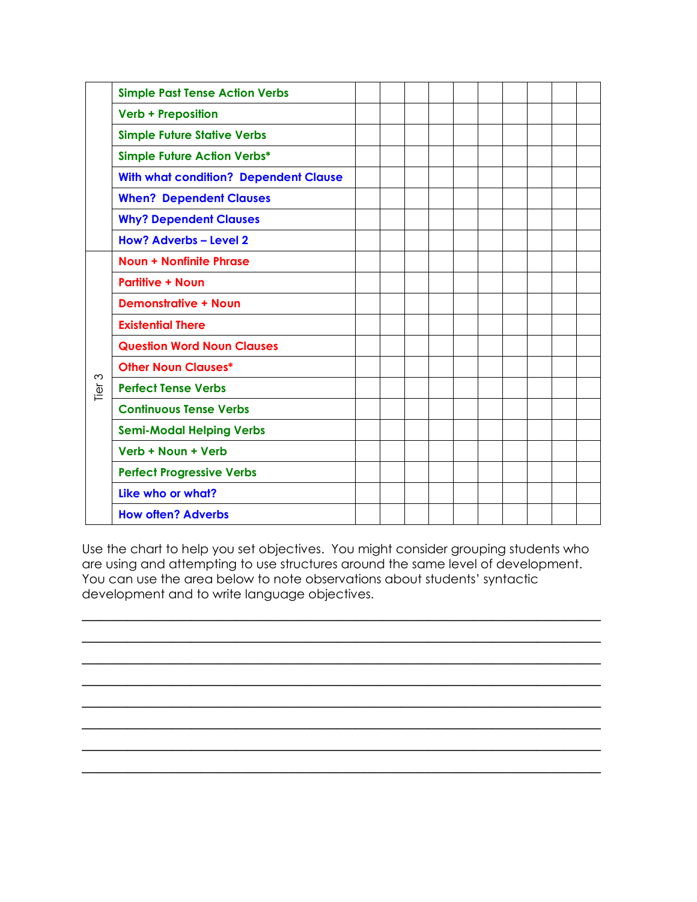| | | | | | | | | | | | |
|---|---|---|---|---|---|---|---|---|---|---|---|
| | Simple Past Tense Action Verbs | | | | | | | | | | |
| | Verb + Preposition | | | | | | | | | | |
| | Simple Future Stative Verbs | | | | | | | | | | |
| | Simple Future Action Verbs* | | | | | | | | | | |
| | With what condition? Dependent Clause | | | | | | | | | | |
| | When? Dependent Clauses | | | | | | | | | | |
| | Why? Dependent Clauses | | | | | | | | | | |
| | How? Adverbs – Level 2 | | | | | | | | | | |
| Tier 3 | Noun + Nonfinite Phrase | | | | | | | | | | |
| | Partitive + Noun | | | | | | | | | | |
| | Demonstrative + Noun | | | | | | | | | | |
| | Existential There | | | | | | | | | | |
| | Question Word Noun Clauses | | | | | | | | | | |
| | Other Noun Clauses* | | | | | | | | | | |
| | Perfect Tense Verbs | | | | | | | | | | |
| | Continuous Tense Verbs | | | | | | | | | | |
| | Semi-Modal Helping Verbs | | | | | | | | | | |
| | Verb + Noun + Verb | | | | | | | | | | |
| | Perfect Progressive Verbs | | | | | | | | | | |
| | Like who or what? | | | | | | | | | | |
| | How often? Adverbs | | | | | | | | | | |

Use the chart to help you set objectives. You might consider grouping students who are using and attempting to use structures around the same level of development. You can use the area below to note observations about students' syntactic development and to write language objectives.

________________________________________________________________________

________________________________________________________________________

________________________________________________________________________

________________________________________________________________________

________________________________________________________________________

________________________________________________________________________

________________________________________________________________________

________________________________________________________________________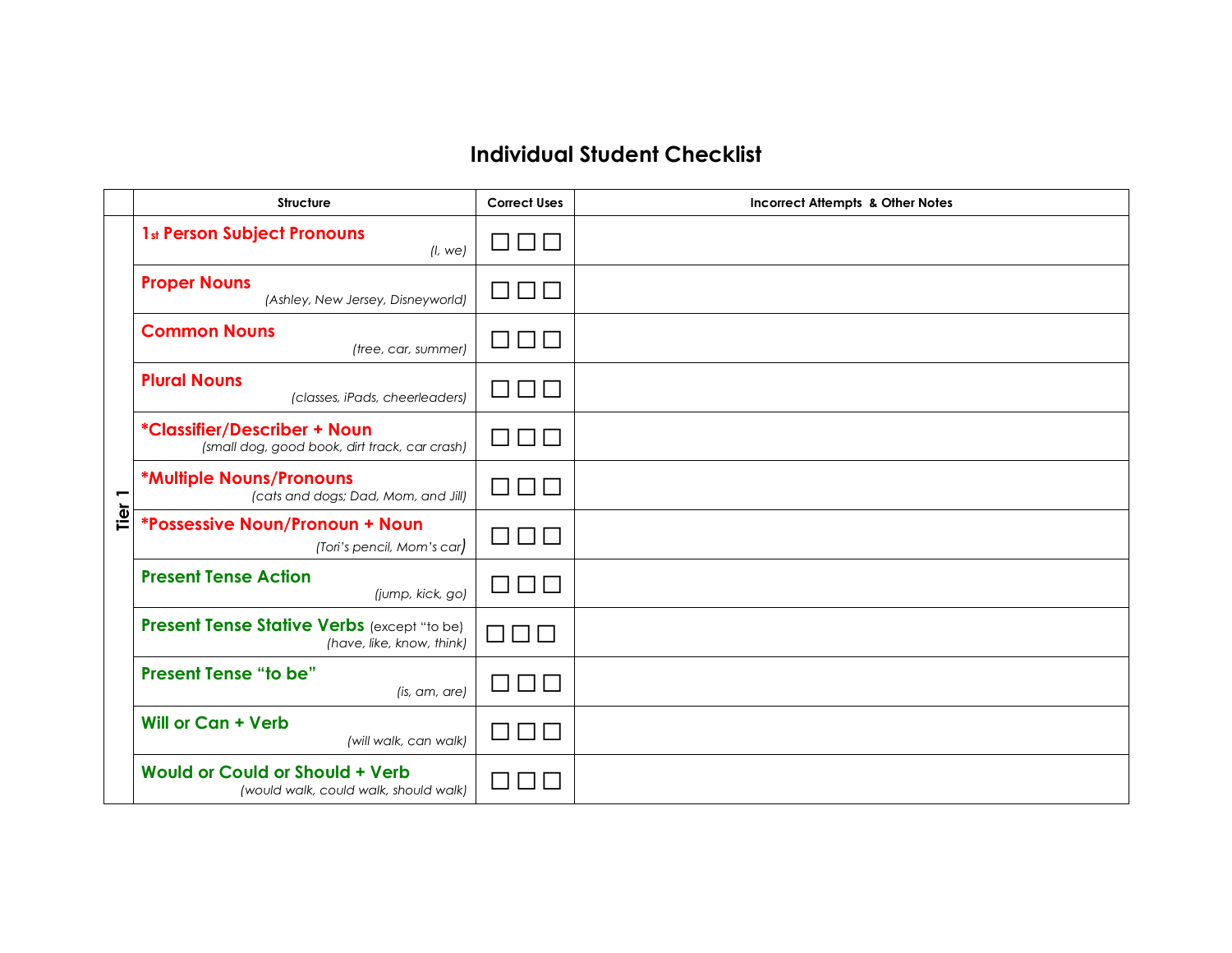# Individual Student Checklist

| | Structure | Correct Uses | Incorrect Attempts & Other Notes |
|---|---|---|---|
| Tier 1 | **1st Person Subject Pronouns** *(I, we)* | ☐ ☐ ☐ | |
| | **Proper Nouns** *(Ashley, New Jersey, Disneyworld)* | ☐ ☐ ☐ | |
| | **Common Nouns** *(tree, car, summer)* | ☐ ☐ ☐ | |
| | **Plural Nouns** *(classes, iPads, cheerleaders)* | ☐ ☐ ☐ | |
| | **\*Classifier/Describer + Noun** *(small dog, good book, dirt track, car crash)* | ☐ ☐ ☐ | |
| | **\*Multiple Nouns/Pronouns** *(cats and dogs; Dad, Mom, and Jill)* | ☐ ☐ ☐ | |
| | **\*Possessive Noun/Pronoun + Noun** *(Tori's pencil, Mom's car)* | ☐ ☐ ☐ | |
| | **Present Tense Action** *(jump, kick, go)* | ☐ ☐ ☐ | |
| | **Present Tense Stative Verbs** (except "to be") *(have, like, know, think)* | ☐ ☐ ☐ | |
| | **Present Tense "to be"** *(is, am, are)* | ☐ ☐ ☐ | |
| | **Will or Can + Verb** *(will walk, can walk)* | ☐ ☐ ☐ | |
| | **Would or Could or Should + Verb** *(would walk, could walk, should walk)* | ☐ ☐ ☐ | |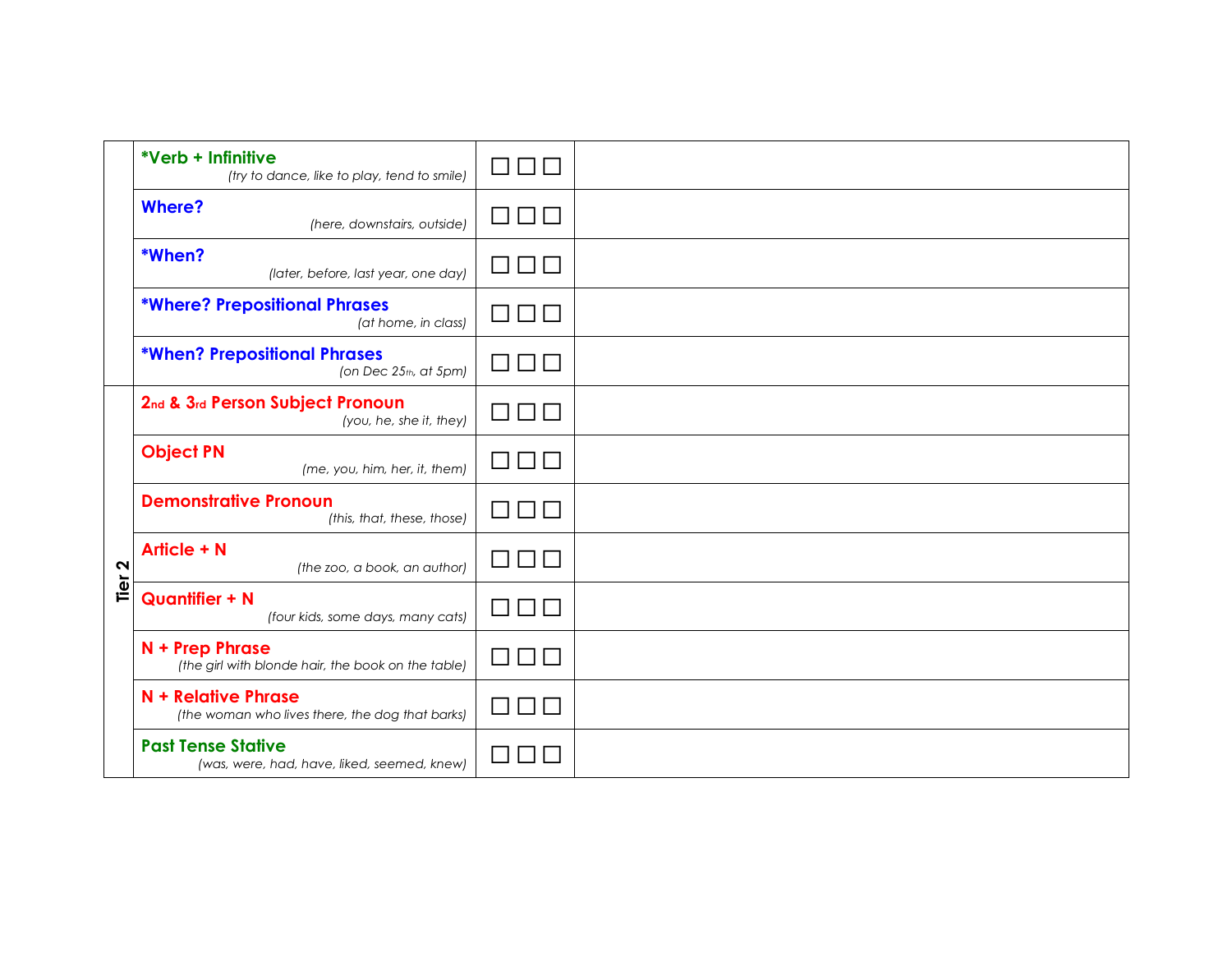| | | | |
|---|---|---|---|
| | ***Verb + Infinitive** *(try to dance, like to play, tend to smile)* | ☐ ☐ ☐ | |
| | **Where?** *(here, downstairs, outside)* | ☐ ☐ ☐ | |
| | ***When?** *(later, before, last year, one day)* | ☐ ☐ ☐ | |
| | ***Where? Prepositional Phrases** *(at home, in class)* | ☐ ☐ ☐ | |
| | ***When? Prepositional Phrases** *(on Dec 25th, at 5pm)* | ☐ ☐ ☐ | |
| **Tier 2** | **2nd & 3rd Person Subject Pronoun** *(you, he, she it, they)* | ☐ ☐ ☐ | |
| | **Object PN** *(me, you, him, her, it, them)* | ☐ ☐ ☐ | |
| | **Demonstrative Pronoun** *(this, that, these, those)* | ☐ ☐ ☐ | |
| | **Article + N** *(the zoo, a book, an author)* | ☐ ☐ ☐ | |
| | **Quantifier + N** *(four kids, some days, many cats)* | ☐ ☐ ☐ | |
| | **N + Prep Phrase** *(the girl with blonde hair, the book on the table)* | ☐ ☐ ☐ | |
| | **N + Relative Phrase** *(the woman who lives there, the dog that barks)* | ☐ ☐ ☐ | |
| | **Past Tense Stative** *(was, were, had, have, liked, seemed, knew)* | ☐ ☐ ☐ | |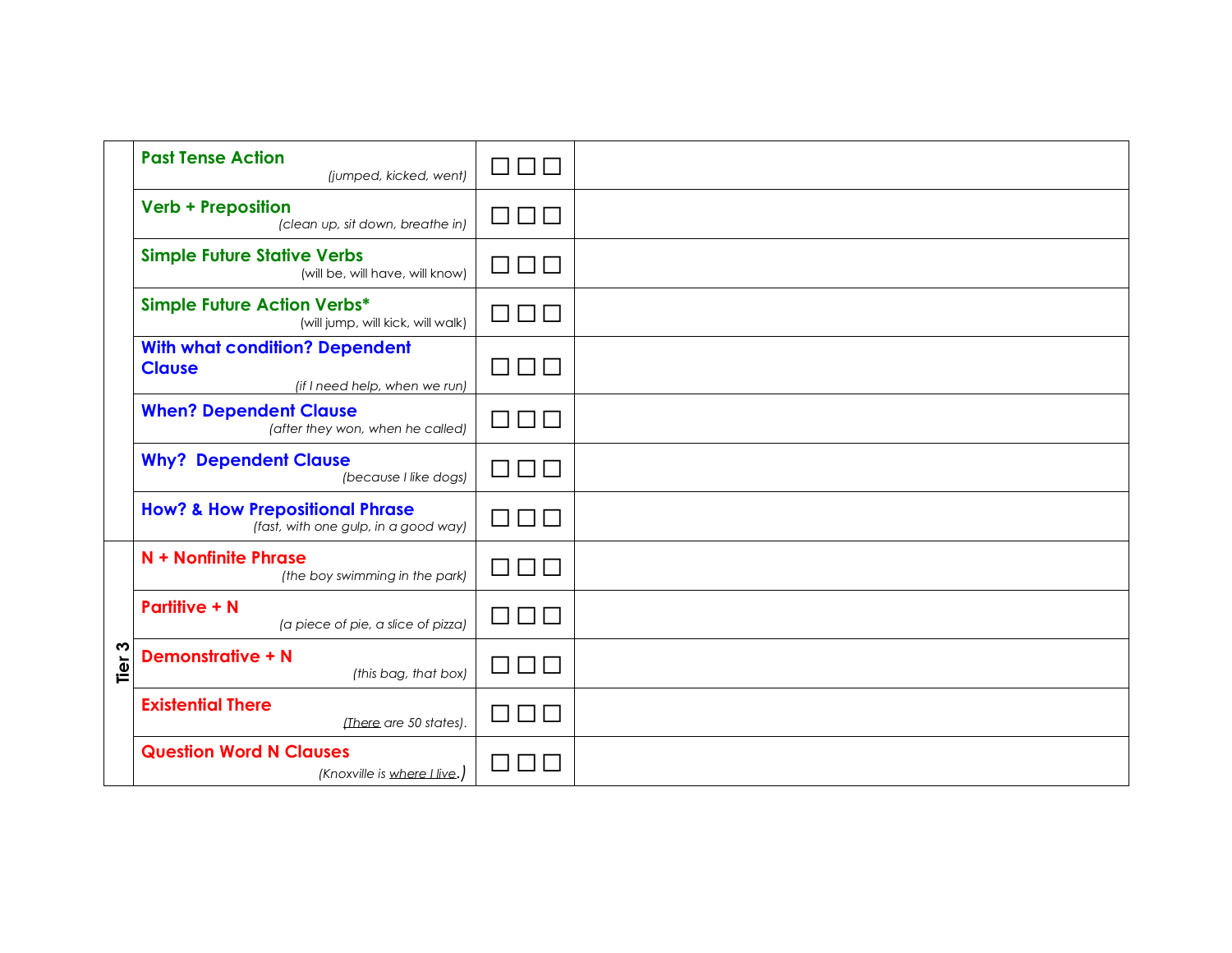| | | | |
|---|---|---|---|
| | **Past Tense Action** *(jumped, kicked, went)* | ☐ ☐ ☐ | |
| | **Verb + Preposition** *(clean up, sit down, breathe in)* | ☐ ☐ ☐ | |
| | **Simple Future Stative Verbs** (will be, will have, will know) | ☐ ☐ ☐ | |
| | **Simple Future Action Verbs*** (will jump, will kick, will walk) | ☐ ☐ ☐ | |
| | **With what condition? Dependent Clause** *(if I need help, when we run)* | ☐ ☐ ☐ | |
| | **When? Dependent Clause** *(after they won, when he called)* | ☐ ☐ ☐ | |
| | **Why? Dependent Clause** *(because I like dogs)* | ☐ ☐ ☐ | |
| | **How? & How Prepositional Phrase** *(fast, with one gulp, in a good way)* | ☐ ☐ ☐ | |
| **Tier 3** | **N + Nonfinite Phrase** *(the boy swimming in the park)* | ☐ ☐ ☐ | |
| | **Partitive + N** *(a piece of pie, a slice of pizza)* | ☐ ☐ ☐ | |
| | **Demonstrative + N** *(this bag, that box)* | ☐ ☐ ☐ | |
| | **Existential There** *(There are 50 states).* | ☐ ☐ ☐ | |
| | **Question Word N Clauses** *(Knoxville is where I live.)* | ☐ ☐ ☐ | |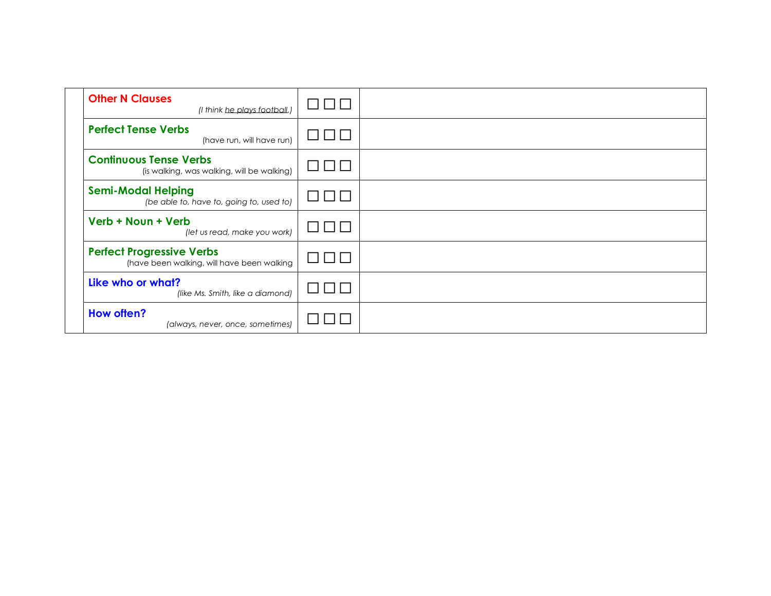| | | | |
|---|---|---|---|
| | **Other N Clauses** *(I think he plays football.)* | ☐ ☐ ☐ | |
| | **Perfect Tense Verbs** (have run, will have run) | ☐ ☐ ☐ | |
| | **Continuous Tense Verbs** (is walking, was walking, will be walking) | ☐ ☐ ☐ | |
| | **Semi-Modal Helping** *(be able to, have to, going to, used to)* | ☐ ☐ ☐ | |
| | **Verb + Noun + Verb** *(let us read, make you work)* | ☐ ☐ ☐ | |
| | **Perfect Progressive Verbs** (have been walking, will have been walking | ☐ ☐ ☐ | |
| | **Like who or what?** *(like Ms. Smith, like a diamond)* | ☐ ☐ ☐ | |
| | **How often?** *(always, never, once, sometimes)* | ☐ ☐ ☐ | |